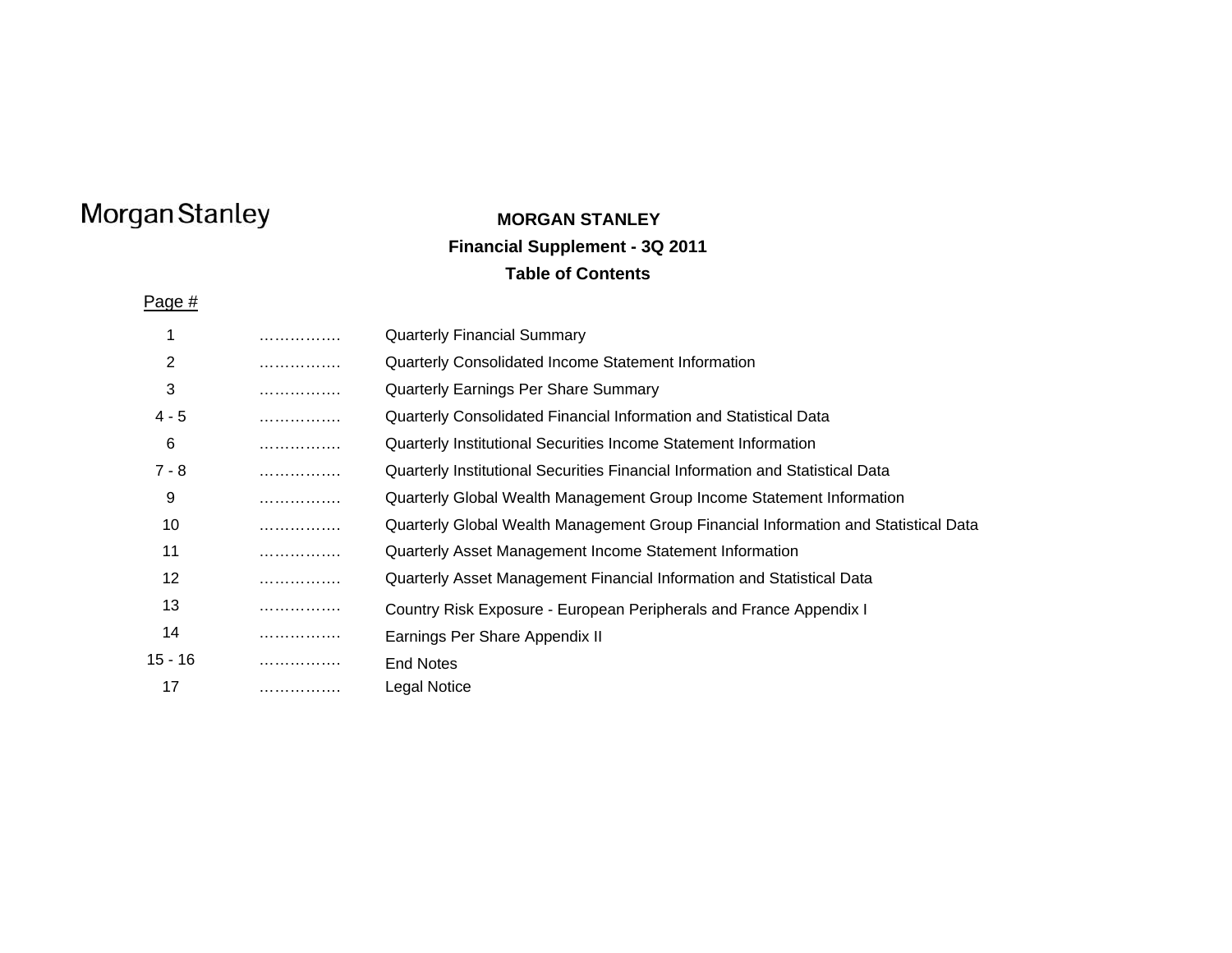Morgan Stanley

# MORGAN STANLEY

## Financial Supplement - 3Q 2011

## Table of Contents

| Page # | | |
|---|---|---|
| 1 | ……………. | Quarterly Financial Summary |
| 2 | ……………. | Quarterly Consolidated Income Statement Information |
| 3 | ……………. | Quarterly Earnings Per Share Summary |
| 4 - 5 | ……………. | Quarterly Consolidated Financial Information and Statistical Data |
| 6 | ……………. | Quarterly Institutional Securities Income Statement Information |
| 7 - 8 | ……………. | Quarterly Institutional Securities Financial Information and Statistical Data |
| 9 | ……………. | Quarterly Global Wealth Management Group Income Statement Information |
| 10 | ……………. | Quarterly Global Wealth Management Group Financial Information and Statistical Data |
| 11 | ……………. | Quarterly Asset Management Income Statement Information |
| 12 | ……………. | Quarterly Asset Management Financial Information and Statistical Data |
| 13 | ……………. | Country Risk Exposure - European Peripherals and France Appendix I |
| 14 | ……………. | Earnings Per Share Appendix II |
| 15 - 16 | ……………. | End Notes |
| 17 | ……………. | Legal Notice |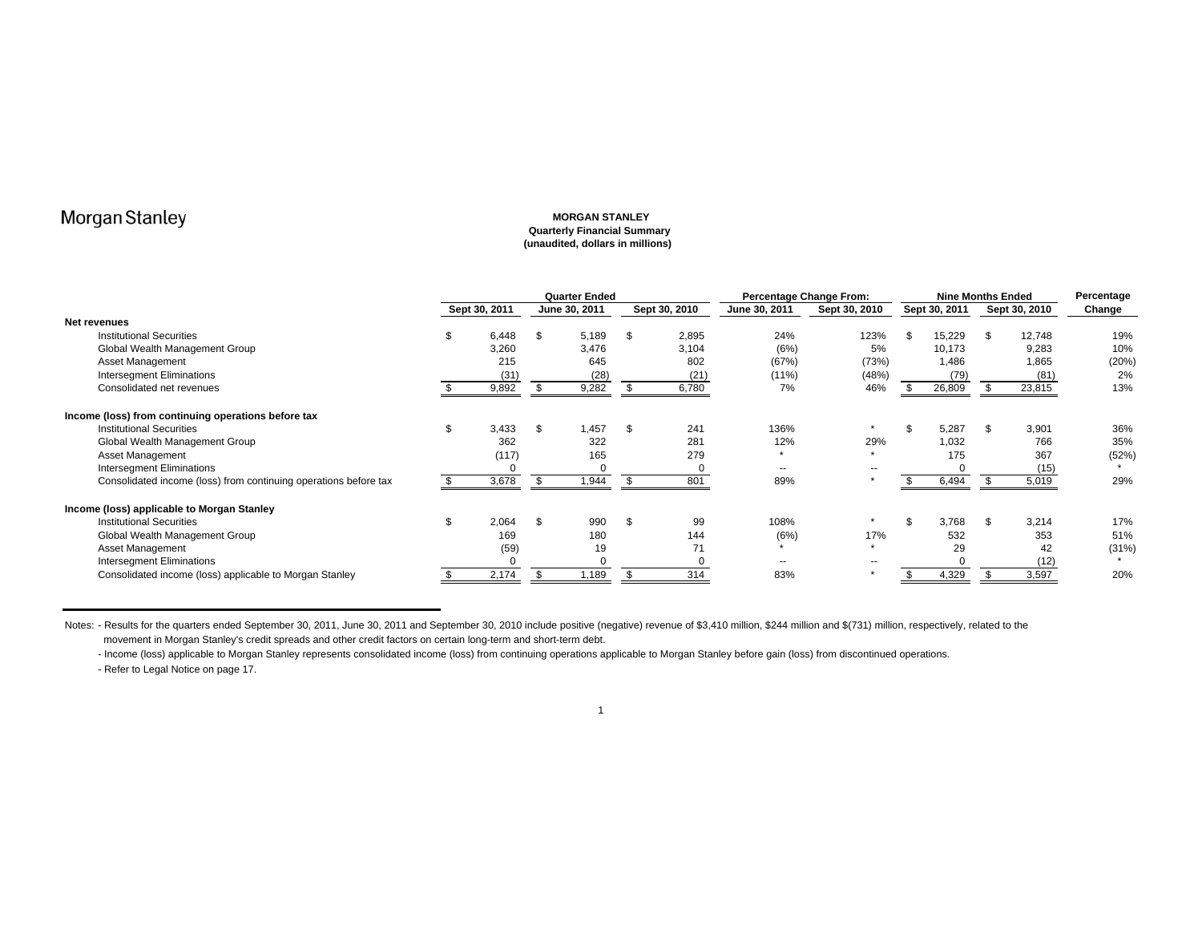Morgan Stanley

**MORGAN STANLEY**
**Quarterly Financial Summary**
**(unaudited, dollars in millions)**

| | Quarter Ended | | | Percentage Change From: | | Nine Months Ended | | Percentage |
|---|---|---|---|---|---|---|---|---|
| | Sept 30, 2011 | June 30, 2011 | Sept 30, 2010 | June 30, 2011 | Sept 30, 2010 | Sept 30, 2011 | Sept 30, 2010 | Change |
| **Net revenues** | | | | | | | | |
| Institutional Securities | $ 6,448 | $ 5,189 | $ 2,895 | 24% | 123% | $ 15,229 | $ 12,748 | 19% |
| Global Wealth Management Group | 3,260 | 3,476 | 3,104 | (6%) | 5% | 10,173 | 9,283 | 10% |
| Asset Management | 215 | 645 | 802 | (67%) | (73%) | 1,486 | 1,865 | (20%) |
| Intersegment Eliminations | (31) | (28) | (21) | (11%) | (48%) | (79) | (81) | 2% |
| Consolidated net revenues | $ 9,892 | $ 9,282 | $ 6,780 | 7% | 46% | $ 26,809 | $ 23,815 | 13% |
| **Income (loss) from continuing operations before tax** | | | | | | | | |
| Institutional Securities | $ 3,433 | $ 1,457 | $ 241 | 136% | * | $ 5,287 | $ 3,901 | 36% |
| Global Wealth Management Group | 362 | 322 | 281 | 12% | 29% | 1,032 | 766 | 35% |
| Asset Management | (117) | 165 | 279 | * | * | 175 | 367 | (52%) |
| Intersegment Eliminations | 0 | 0 | 0 | -- | -- | 0 | (15) | * |
| Consolidated income (loss) from continuing operations before tax | $ 3,678 | $ 1,944 | $ 801 | 89% | * | $ 6,494 | $ 5,019 | 29% |
| **Income (loss) applicable to Morgan Stanley** | | | | | | | | |
| Institutional Securities | $ 2,064 | $ 990 | $ 99 | 108% | * | $ 3,768 | $ 3,214 | 17% |
| Global Wealth Management Group | 169 | 180 | 144 | (6%) | 17% | 532 | 353 | 51% |
| Asset Management | (59) | 19 | 71 | * | * | 29 | 42 | (31%) |
| Intersegment Eliminations | 0 | 0 | 0 | -- | -- | 0 | (12) | * |
| Consolidated income (loss) applicable to Morgan Stanley | $ 2,174 | $ 1,189 | $ 314 | 83% | * | $ 4,329 | $ 3,597 | 20% |

Notes: - Results for the quarters ended September 30, 2011, June 30, 2011 and September 30, 2010 include positive (negative) revenue of $3,410 million, $244 million and $(731) million, respectively, related to the movement in Morgan Stanley's credit spreads and other credit factors on certain long-term and short-term debt.

- Income (loss) applicable to Morgan Stanley represents consolidated income (loss) from continuing operations applicable to Morgan Stanley before gain (loss) from discontinued operations.

- Refer to Legal Notice on page 17.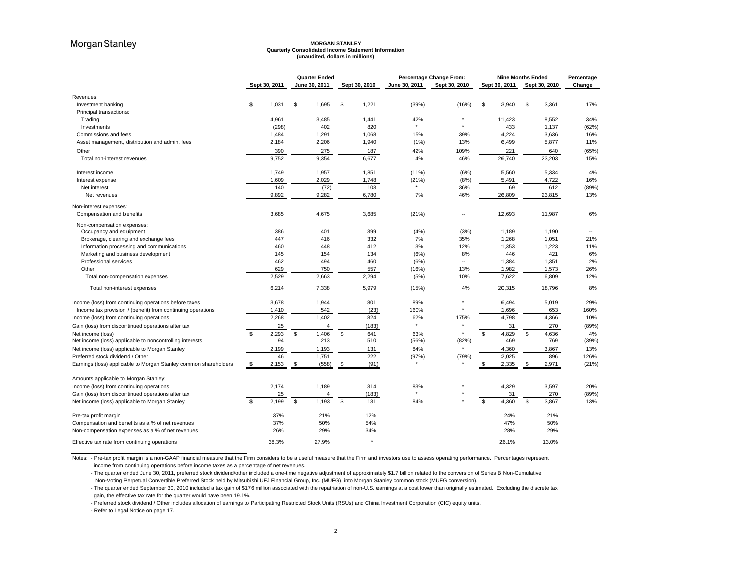# MORGAN STANLEY
## Quarterly Consolidated Income Statement Information
### (unaudited, dollars in millions)

| | Quarter Ended | | | Percentage Change From: | | Nine Months Ended | | Percentage |
|---|---|---|---|---|---|---|---|---|
| | Sept 30, 2011 | June 30, 2011 | Sept 30, 2010 | June 30, 2011 | Sept 30, 2010 | Sept 30, 2011 | Sept 30, 2010 | Change |
| Revenues: | | | | | | | | |
| Investment banking | $ 1,031 | $ 1,695 | $ 1,221 | (39%) | (16%) | $ 3,940 | $ 3,361 | 17% |
| Principal transactions: | | | | | | | | |
| Trading | 4,961 | 3,485 | 1,441 | 42% | * | 11,423 | 8,552 | 34% |
| Investments | (298) | 402 | 820 | * | * | 433 | 1,137 | (62%) |
| Commissions and fees | 1,484 | 1,291 | 1,068 | 15% | 39% | 4,224 | 3,636 | 16% |
| Asset management, distribution and admin. fees | 2,184 | 2,206 | 1,940 | (1%) | 13% | 6,499 | 5,877 | 11% |
| Other | 390 | 275 | 187 | 42% | 109% | 221 | 640 | (65%) |
| Total non-interest revenues | 9,752 | 9,354 | 6,677 | 4% | 46% | 26,740 | 23,203 | 15% |
| Interest income | 1,749 | 1,957 | 1,851 | (11%) | (6%) | 5,560 | 5,334 | 4% |
| Interest expense | 1,609 | 2,029 | 1,748 | (21%) | (8%) | 5,491 | 4,722 | 16% |
| Net interest | 140 | (72) | 103 | * | 36% | 69 | 612 | (89%) |
| Net revenues | 9,892 | 9,282 | 6,780 | 7% | 46% | 26,809 | 23,815 | 13% |
| Non-interest expenses: | | | | | | | | |
| Compensation and benefits | 3,685 | 4,675 | 3,685 | (21%) | -- | 12,693 | 11,987 | 6% |
| Non-compensation expenses: | | | | | | | | |
| Occupancy and equipment | 386 | 401 | 399 | (4%) | (3%) | 1,189 | 1,190 | -- |
| Brokerage, clearing and exchange fees | 447 | 416 | 332 | 7% | 35% | 1,268 | 1,051 | 21% |
| Information processing and communications | 460 | 448 | 412 | 3% | 12% | 1,353 | 1,223 | 11% |
| Marketing and business development | 145 | 154 | 134 | (6%) | 8% | 446 | 421 | 6% |
| Professional services | 462 | 494 | 460 | (6%) | -- | 1,384 | 1,351 | 2% |
| Other | 629 | 750 | 557 | (16%) | 13% | 1,982 | 1,573 | 26% |
| Total non-compensation expenses | 2,529 | 2,663 | 2,294 | (5%) | 10% | 7,622 | 6,809 | 12% |
| Total non-interest expenses | 6,214 | 7,338 | 5,979 | (15%) | 4% | 20,315 | 18,796 | 8% |
| Income (loss) from continuing operations before taxes | 3,678 | 1,944 | 801 | 89% | * | 6,494 | 5,019 | 29% |
| Income tax provision / (benefit) from continuing operations | 1,410 | 542 | (23) | 160% | * | 1,696 | 653 | 160% |
| Income (loss) from continuing operations | 2,268 | 1,402 | 824 | 62% | 175% | 4,798 | 4,366 | 10% |
| Gain (loss) from discontinued operations after tax | 25 | 4 | (183) | * | * | 31 | 270 | (89%) |
| Net income (loss) | $ 2,293 | $ 1,406 | $ 641 | 63% | * | $ 4,829 | $ 4,636 | 4% |
| Net income (loss) applicable to noncontrolling interests | 94 | 213 | 510 | (56%) | (82%) | 469 | 769 | (39%) |
| Net income (loss) applicable to Morgan Stanley | 2,199 | 1,193 | 131 | 84% | * | 4,360 | 3,867 | 13% |
| Preferred stock dividend / Other | 46 | 1,751 | 222 | (97%) | (79%) | 2,025 | 896 | 126% |
| Earnings (loss) applicable to Morgan Stanley common shareholders | $ 2,153 | $ (558) | $ (91) | * | * | $ 2,335 | $ 2,971 | (21%) |
| Amounts applicable to Morgan Stanley: | | | | | | | | |
| Income (loss) from continuing operations | 2,174 | 1,189 | 314 | 83% | * | 4,329 | 3,597 | 20% |
| Gain (loss) from discontinued operations after tax | 25 | 4 | (183) | * | * | 31 | 270 | (89%) |
| Net income (loss) applicable to Morgan Stanley | $ 2,199 | $ 1,193 | $ 131 | 84% | * | $ 4,360 | $ 3,867 | 13% |
| Pre-tax profit margin | 37% | 21% | 12% | | | 24% | 21% | |
| Compensation and benefits as a % of net revenues | 37% | 50% | 54% | | | 47% | 50% | |
| Non-compensation expenses as a % of net revenues | 26% | 29% | 34% | | | 28% | 29% | |
| Effective tax rate from continuing operations | 38.3% | 27.9% | * | | | 26.1% | 13.0% | |

Notes: - Pre-tax profit margin is a non-GAAP financial measure that the Firm considers to be a useful measure that the Firm and investors use to assess operating performance. Percentages represent income from continuing operations before income taxes as a percentage of net revenues.

- The quarter ended June 30, 2011, preferred stock dividend/other included a one-time negative adjustment of approximately $1.7 billion related to the conversion of Series B Non-Cumulative Non-Voting Perpetual Convertible Preferred Stock held by Mitsubishi UFJ Financial Group, Inc. (MUFG), into Morgan Stanley common stock (MUFG conversion).

- The quarter ended September 30, 2010 included a tax gain of $176 million associated with the repatriation of non-U.S. earnings at a cost lower than originally estimated. Excluding the discrete tax gain, the effective tax rate for the quarter would have been 19.1%.

- Preferred stock dividend / Other includes allocation of earnings to Participating Restricted Stock Units (RSUs) and China Investment Corporation (CIC) equity units.

- Refer to Legal Notice on page 17.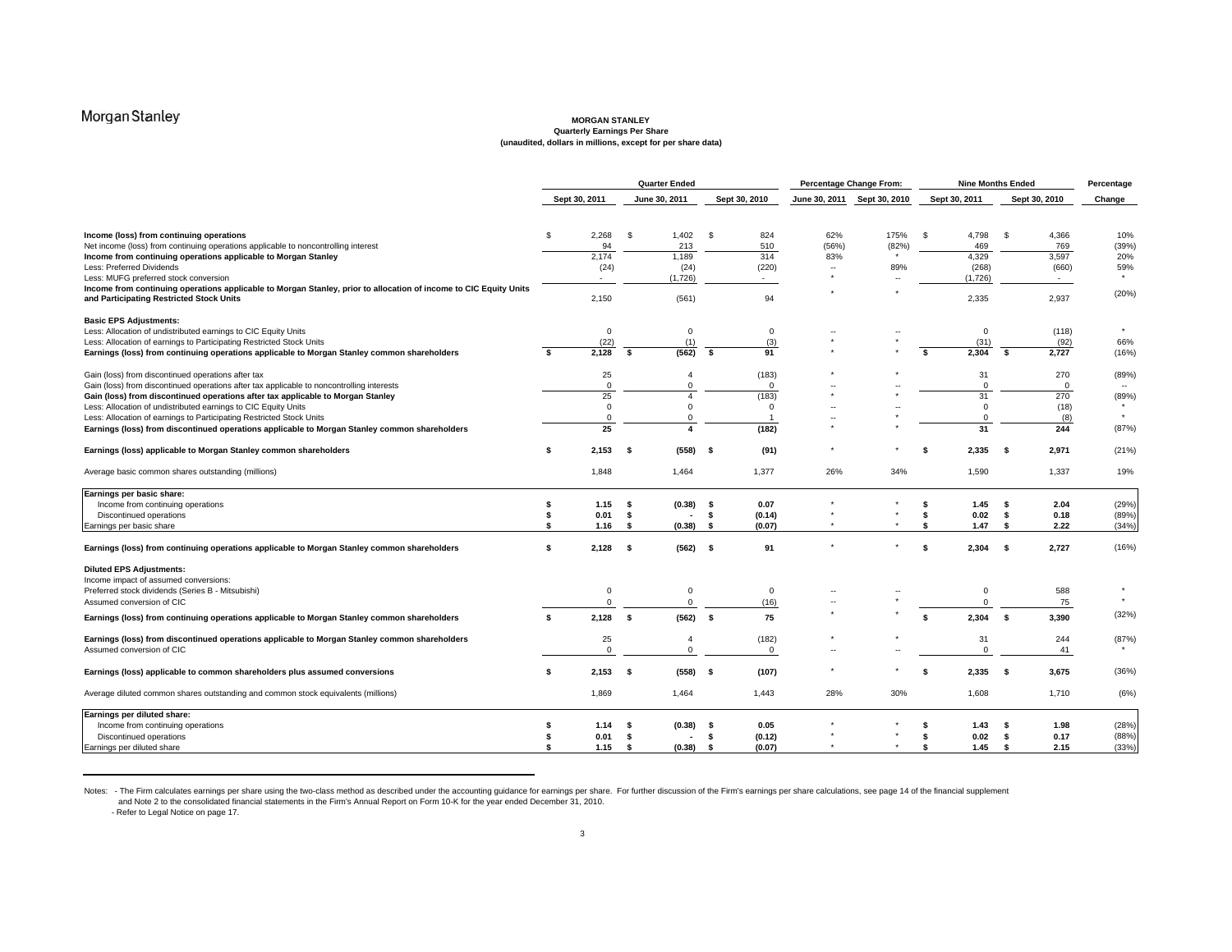# MORGAN STANLEY

## Quarterly Earnings Per Share

**(unaudited, dollars in millions, except for per share data)**

| | Quarter Ended | | | Percentage Change From: | | Nine Months Ended | | Percentage |
|---|---|---|---|---|---|---|---|---|
| | Sept 30, 2011 | June 30, 2011 | Sept 30, 2010 | June 30, 2011 | Sept 30, 2010 | Sept 30, 2011 | Sept 30, 2010 | Change |
| **Income (loss) from continuing operations** | $ 2,268 | $ 1,402 | $ 824 | 62% | 175% | $ 4,798 | $ 4,366 | 10% |
| Net income (loss) from continuing operations applicable to noncontrolling interest | 94 | 213 | 510 | (56%) | (82%) | 469 | 769 | (39%) |
| **Income from continuing operations applicable to Morgan Stanley** | 2,174 | 1,189 | 314 | 83% | * | 4,329 | 3,597 | 20% |
| Less: Preferred Dividends | (24) | (24) | (220) | -- | 89% | (268) | (660) | 59% |
| Less: MUFG preferred stock conversion | - | (1,726) | - | * | -- | (1,726) | - | * |
| **Income from continuing operations applicable to Morgan Stanley, prior to allocation of income to CIC Equity Units and Participating Restricted Stock Units** | 2,150 | (561) | 94 | * | * | 2,335 | 2,937 | (20%) |
| **Basic EPS Adjustments:** | | | | | | | | |
| Less: Allocation of undistributed earnings to CIC Equity Units | 0 | 0 | 0 | -- | -- | 0 | (118) | * |
| Less: Allocation of earnings to Participating Restricted Stock Units | (22) | (1) | (3) | * | * | (31) | (92) | 66% |
| **Earnings (loss) from continuing operations applicable to Morgan Stanley common shareholders** | **$ 2,128** | **$ (562)** | **$ 91** | * | * | **$ 2,304** | **$ 2,727** | (16%) |
| Gain (loss) from discontinued operations after tax | 25 | 4 | (183) | * | * | 31 | 270 | (89%) |
| Gain (loss) from discontinued operations after tax applicable to noncontrolling interests | 0 | 0 | 0 | -- | -- | 0 | 0 | -- |
| **Gain (loss) from discontinued operations after tax applicable to Morgan Stanley** | 25 | 4 | (183) | * | * | 31 | 270 | (89%) |
| Less: Allocation of undistributed earnings to CIC Equity Units | 0 | 0 | 0 | -- | -- | 0 | (18) | * |
| Less: Allocation of earnings to Participating Restricted Stock Units | 0 | 0 | 1 | -- | * | 0 | (8) | * |
| **Earnings (loss) from discontinued operations applicable to Morgan Stanley common shareholders** | **25** | **4** | **(182)** | * | * | **31** | **244** | (87%) |
| **Earnings (loss) applicable to Morgan Stanley common shareholders** | **$ 2,153** | **$ (558)** | **$ (91)** | * | * | **$ 2,335** | **$ 2,971** | (21%) |
| Average basic common shares outstanding (millions) | 1,848 | 1,464 | 1,377 | 26% | 34% | 1,590 | 1,337 | 19% |
| **Earnings per basic share:** | | | | | | | | |
| Income from continuing operations | **$ 1.15** | **$ (0.38)** | **$ 0.07** | * | * | **$ 1.45** | **$ 2.04** | (29%) |
| Discontinued operations | **$ 0.01** | **$ -** | **$ (0.14)** | * | * | **$ 0.02** | **$ 0.18** | (89%) |
| Earnings per basic share | **$ 1.16** | **$ (0.38)** | **$ (0.07)** | * | * | **$ 1.47** | **$ 2.22** | (34%) |
| **Earnings (loss) from continuing operations applicable to Morgan Stanley common shareholders** | **$ 2,128** | **$ (562)** | **$ 91** | * | * | **$ 2,304** | **$ 2,727** | (16%) |
| **Diluted EPS Adjustments:** | | | | | | | | |
| Income impact of assumed conversions: | | | | | | | | |
| Preferred stock dividends (Series B - Mitsubishi) | 0 | 0 | 0 | -- | -- | 0 | 588 | * |
| Assumed conversion of CIC | 0 | 0 | (16) | -- | * | 0 | 75 | * |
| **Earnings (loss) from continuing operations applicable to Morgan Stanley common shareholders** | **$ 2,128** | **$ (562)** | **$ 75** | * | * | **$ 2,304** | **$ 3,390** | (32%) |
| **Earnings (loss) from discontinued operations applicable to Morgan Stanley common shareholders** | 25 | 4 | (182) | * | * | 31 | 244 | (87%) |
| Assumed conversion of CIC | 0 | 0 | 0 | -- | -- | 0 | 41 | * |
| **Earnings (loss) applicable to common shareholders plus assumed conversions** | **$ 2,153** | **$ (558)** | **$ (107)** | * | * | **$ 2,335** | **$ 3,675** | (36%) |
| Average diluted common shares outstanding and common stock equivalents (millions) | 1,869 | 1,464 | 1,443 | 28% | 30% | 1,608 | 1,710 | (6%) |
| **Earnings per diluted share:** | | | | | | | | |
| Income from continuing operations | **$ 1.14** | **$ (0.38)** | **$ 0.05** | * | * | **$ 1.43** | **$ 1.98** | (28%) |
| Discontinued operations | **$ 0.01** | **$ -** | **$ (0.12)** | * | * | **$ 0.02** | **$ 0.17** | (88%) |
| Earnings per diluted share | **$ 1.15** | **$ (0.38)** | **$ (0.07)** | * | * | **$ 1.45** | **$ 2.15** | (33%) |

Notes: - The Firm calculates earnings per share using the two-class method as described under the accounting guidance for earnings per share. For further discussion of the Firm's earnings per share calculations, see page 14 of the financial supplement and Note 2 to the consolidated financial statements in the Firm's Annual Report on Form 10-K for the year ended December 31, 2010.

- Refer to Legal Notice on page 17.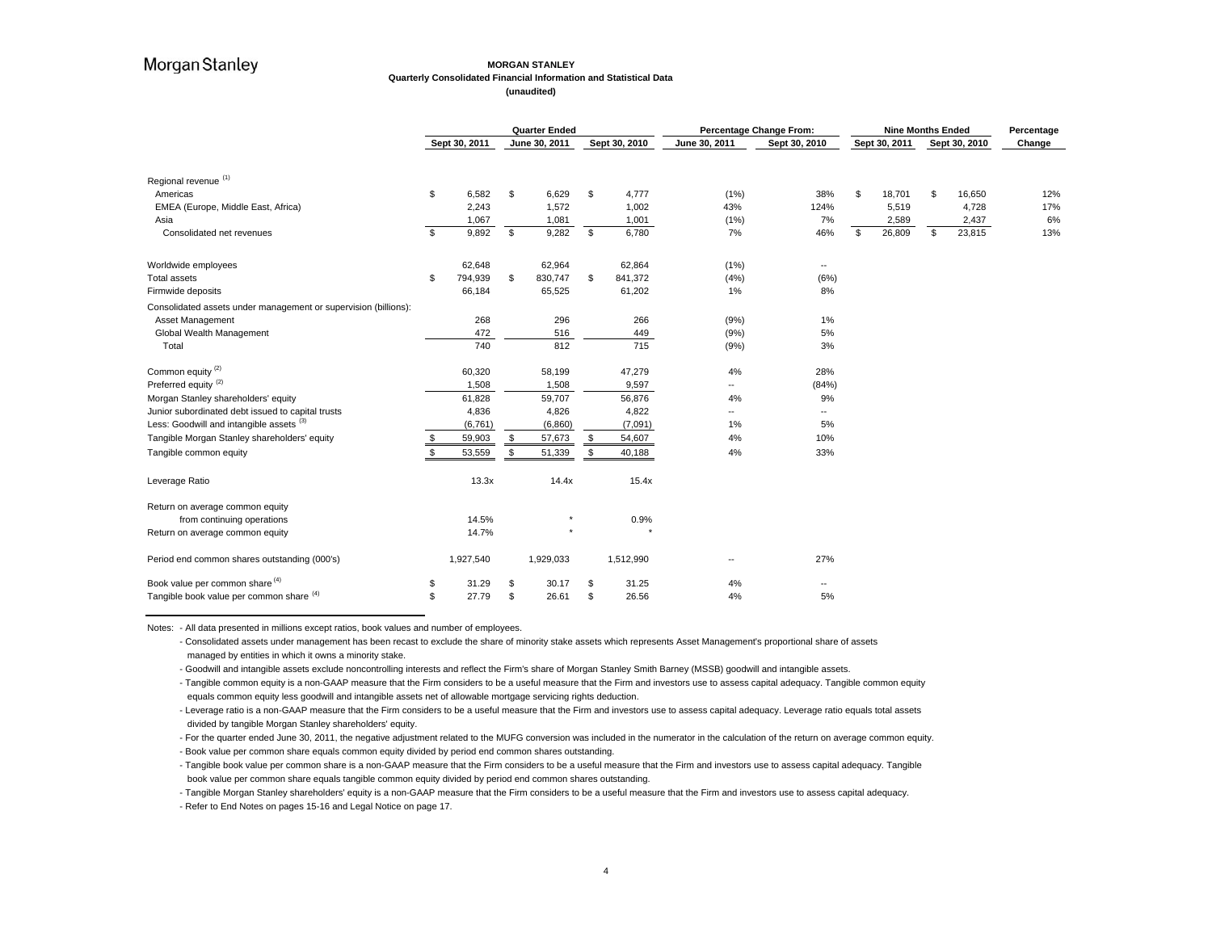# MORGAN STANLEY

**Quarterly Consolidated Financial Information and Statistical Data**

**(unaudited)**

| | Quarter Ended | | | Percentage Change From: | | Nine Months Ended | | Percentage |
|---|---|---|---|---|---|---|---|---|
| | Sept 30, 2011 | June 30, 2011 | Sept 30, 2010 | June 30, 2011 | Sept 30, 2010 | Sept 30, 2011 | Sept 30, 2010 | Change |
| Regional revenue [1] | | | | | | | | |
| Americas | $ 6,582 | $ 6,629 | $ 4,777 | (1%) | 38% | $ 18,701 | $ 16,650 | 12% |
| EMEA (Europe, Middle East, Africa) | 2,243 | 1,572 | 1,002 | 43% | 124% | 5,519 | 4,728 | 17% |
| Asia | 1,067 | 1,081 | 1,001 | (1%) | 7% | 2,589 | 2,437 | 6% |
| Consolidated net revenues | $ 9,892 | $ 9,282 | $ 6,780 | 7% | 46% | $ 26,809 | $ 23,815 | 13% |
| | | | | | | | | |
| Worldwide employees | 62,648 | 62,964 | 62,864 | (1%) | -- | | | |
| Total assets | $ 794,939 | $ 830,747 | $ 841,372 | (4%) | (6%) | | | |
| Firmwide deposits | 66,184 | 65,525 | 61,202 | 1% | 8% | | | |
| Consolidated assets under management or supervision (billions): | | | | | | | | |
| Asset Management | 268 | 296 | 266 | (9%) | 1% | | | |
| Global Wealth Management | 472 | 516 | 449 | (9%) | 5% | | | |
| Total | 740 | 812 | 715 | (9%) | 3% | | | |
| | | | | | | | | |
| Common equity [2] | 60,320 | 58,199 | 47,279 | 4% | 28% | | | |
| Preferred equity [2] | 1,508 | 1,508 | 9,597 | -- | (84%) | | | |
| Morgan Stanley shareholders' equity | 61,828 | 59,707 | 56,876 | 4% | 9% | | | |
| Junior subordinated debt issued to capital trusts | 4,836 | 4,826 | 4,822 | -- | -- | | | |
| Less: Goodwill and intangible assets [3] | (6,761) | (6,860) | (7,091) | 1% | 5% | | | |
| Tangible Morgan Stanley shareholders' equity | $ 59,903 | $ 57,673 | $ 54,607 | 4% | 10% | | | |
| Tangible common equity | $ 53,559 | $ 51,339 | $ 40,188 | 4% | 33% | | | |
| | | | | | | | | |
| Leverage Ratio | 13.3x | 14.4x | 15.4x | | | | | |
| | | | | | | | | |
| Return on average common equity from continuing operations | 14.5% | * | 0.9% | | | | | |
| Return on average common equity | 14.7% | * | * | | | | | |
| | | | | | | | | |
| Period end common shares outstanding (000's) | 1,927,540 | 1,929,033 | 1,512,990 | -- | 27% | | | |
| | | | | | | | | |
| Book value per common share [4] | $ 31.29 | $ 30.17 | $ 31.25 | 4% | -- | | | |
| Tangible book value per common share [4] | $ 27.79 | $ 26.61 | $ 26.56 | 4% | 5% | | | |

Notes: - All data presented in millions except ratios, book values and number of employees.

- Consolidated assets under management has been recast to exclude the share of minority stake assets which represents Asset Management's proportional share of assets managed by entities in which it owns a minority stake.
- Goodwill and intangible assets exclude noncontrolling interests and reflect the Firm's share of Morgan Stanley Smith Barney (MSSB) goodwill and intangible assets.
- Tangible common equity is a non-GAAP measure that the Firm considers to be a useful measure that the Firm and investors use to assess capital adequacy. Tangible common equity equals common equity less goodwill and intangible assets net of allowable mortgage servicing rights deduction.
- Leverage ratio is a non-GAAP measure that the Firm considers to be a useful measure that the Firm and investors use to assess capital adequacy. Leverage ratio equals total assets divided by tangible Morgan Stanley shareholders' equity.
- For the quarter ended June 30, 2011, the negative adjustment related to the MUFG conversion was included in the numerator in the calculation of the return on average common equity.
- Book value per common share equals common equity divided by period end common shares outstanding.
- Tangible book value per common share is a non-GAAP measure that the Firm considers to be a useful measure that the Firm and investors use to assess capital adequacy. Tangible book value per common share equals tangible common equity divided by period end common shares outstanding.
- Tangible Morgan Stanley shareholders' equity is a non-GAAP measure that the Firm considers to be a useful measure that the Firm and investors use to assess capital adequacy.
- Refer to End Notes on pages 15-16 and Legal Notice on page 17.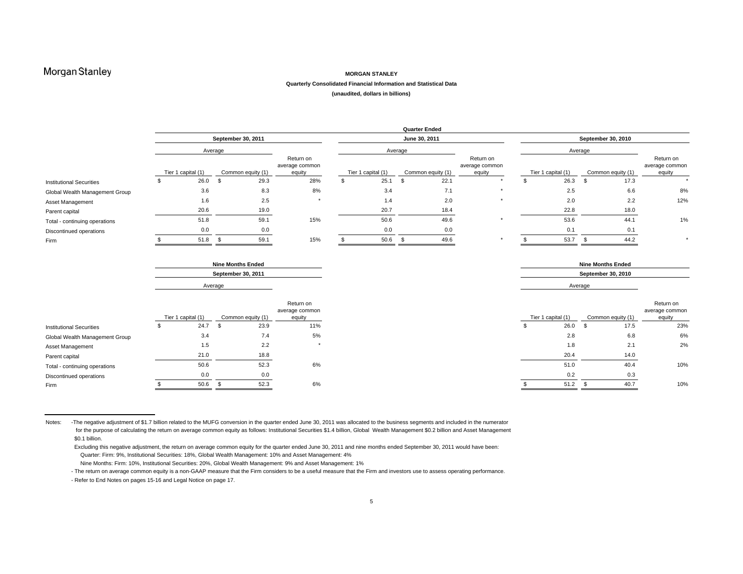**MORGAN STANLEY**

**Quarterly Consolidated Financial Information and Statistical Data**

**(unaudited, dollars in billions)**

| | **Quarter Ended** | | | | | | | | |
|---|---|---|---|---|---|---|---|---|---|
| | **September 30, 2011** | | | **June 30, 2011** | | | **September 30, 2010** | | |
| | Average | | | Average | | | Average | | |
| | Tier 1 capital (1) | Common equity (1) | Return on average common equity | Tier 1 capital (1) | Common equity (1) | Return on average common equity | Tier 1 capital (1) | Common equity (1) | Return on average common equity |
| Institutional Securities | $ 26.0 | $ 29.3 | 28% | $ 25.1 | $ 22.1 | * | $ 26.3 | $ 17.3 | * |
| Global Wealth Management Group | 3.6 | 8.3 | 8% | 3.4 | 7.1 | * | 2.5 | 6.6 | 8% |
| Asset Management | 1.6 | 2.5 | * | 1.4 | 2.0 | * | 2.0 | 2.2 | 12% |
| Parent capital | 20.6 | 19.0 | | 20.7 | 18.4 | | 22.8 | 18.0 | |
| Total - continuing operations | 51.8 | 59.1 | 15% | 50.6 | 49.6 | * | 53.6 | 44.1 | 1% |
| Discontinued operations | 0.0 | 0.0 | | 0.0 | 0.0 | | 0.1 | 0.1 | |
| Firm | $ 51.8 | $ 59.1 | 15% | $ 50.6 | $ 49.6 | * | $ 53.7 | $ 44.2 | * |

| | **Nine Months Ended September 30, 2011** | | | **Nine Months Ended September 30, 2010** | | |
|---|---|---|---|---|---|---|
| | Average | | | Average | | |
| | Tier 1 capital (1) | Common equity (1) | Return on average common equity | Tier 1 capital (1) | Common equity (1) | Return on average common equity |
| Institutional Securities | $ 24.7 | $ 23.9 | 11% | $ 26.0 | $ 17.5 | 23% |
| Global Wealth Management Group | 3.4 | 7.4 | 5% | 2.8 | 6.8 | 6% |
| Asset Management | 1.5 | 2.2 | * | 1.8 | 2.1 | 2% |
| Parent capital | 21.0 | 18.8 | | 20.4 | 14.0 | |
| Total - continuing operations | 50.6 | 52.3 | 6% | 51.0 | 40.4 | 10% |
| Discontinued operations | 0.0 | 0.0 | | 0.2 | 0.3 | |
| Firm | $ 50.6 | $ 52.3 | 6% | $ 51.2 | $ 40.7 | 10% |

Notes: -The negative adjustment of $1.7 billion related to the MUFG conversion in the quarter ended June 30, 2011 was allocated to the business segments and included in the numerator for the purpose of calculating the return on average common equity as follows: Institutional Securities $1.4 billion, Global Wealth Management $0.2 billion and Asset Management $0.1 billion.

Excluding this negative adjustment, the return on average common equity for the quarter ended June 30, 2011 and nine months ended September 30, 2011 would have been:

Quarter: Firm: 9%, Institutional Securities: 18%, Global Wealth Management: 10% and Asset Management: 4%

Nine Months: Firm: 10%, Institutional Securities: 20%, Global Wealth Management: 9% and Asset Management: 1%

- The return on average common equity is a non-GAAP measure that the Firm considers to be a useful measure that the Firm and investors use to assess operating performance.

- Refer to End Notes on pages 15-16 and Legal Notice on page 17.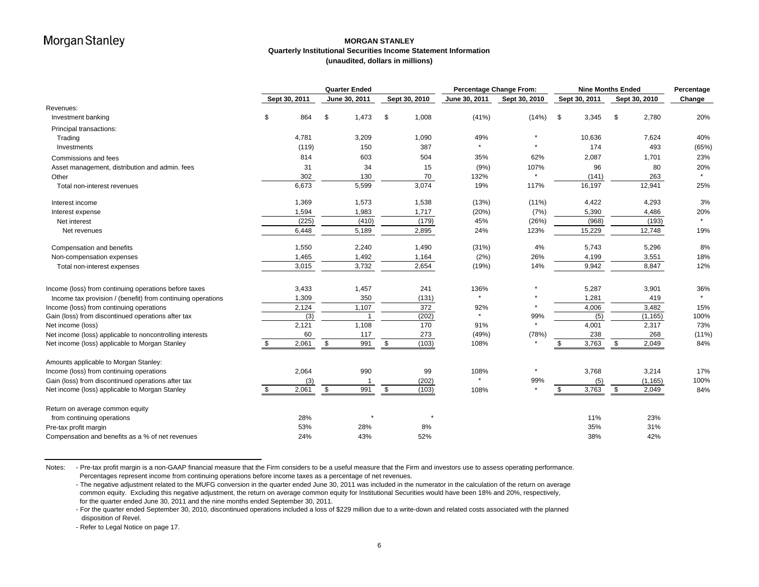# MORGAN STANLEY

## Quarterly Institutional Securities Income Statement Information

**(unaudited, dollars in millions)**

| | Quarter Ended | | | Percentage Change From: | | Nine Months Ended | | Percentage |
|---|---|---|---|---|---|---|---|---|
| | Sept 30, 2011 | June 30, 2011 | Sept 30, 2010 | June 30, 2011 | Sept 30, 2010 | Sept 30, 2011 | Sept 30, 2010 | Change |
| Revenues: | | | | | | | | |
| Investment banking | $ 864 | $ 1,473 | $ 1,008 | (41%) | (14%) | $ 3,345 | $ 2,780 | 20% |
| Principal transactions: | | | | | | | | |
| Trading | 4,781 | 3,209 | 1,090 | 49% | * | 10,636 | 7,624 | 40% |
| Investments | (119) | 150 | 387 | * | * | 174 | 493 | (65%) |
| Commissions and fees | 814 | 603 | 504 | 35% | 62% | 2,087 | 1,701 | 23% |
| Asset management, distribution and admin. fees | 31 | 34 | 15 | (9%) | 107% | 96 | 80 | 20% |
| Other | 302 | 130 | 70 | 132% | * | (141) | 263 | * |
| Total non-interest revenues | 6,673 | 5,599 | 3,074 | 19% | 117% | 16,197 | 12,941 | 25% |
| Interest income | 1,369 | 1,573 | 1,538 | (13%) | (11%) | 4,422 | 4,293 | 3% |
| Interest expense | 1,594 | 1,983 | 1,717 | (20%) | (7%) | 5,390 | 4,486 | 20% |
| Net interest | (225) | (410) | (179) | 45% | (26%) | (968) | (193) | * |
| Net revenues | 6,448 | 5,189 | 2,895 | 24% | 123% | 15,229 | 12,748 | 19% |
| Compensation and benefits | 1,550 | 2,240 | 1,490 | (31%) | 4% | 5,743 | 5,296 | 8% |
| Non-compensation expenses | 1,465 | 1,492 | 1,164 | (2%) | 26% | 4,199 | 3,551 | 18% |
| Total non-interest expenses | 3,015 | 3,732 | 2,654 | (19%) | 14% | 9,942 | 8,847 | 12% |
| Income (loss) from continuing operations before taxes | 3,433 | 1,457 | 241 | 136% | * | 5,287 | 3,901 | 36% |
| Income tax provision / (benefit) from continuing operations | 1,309 | 350 | (131) | * | * | 1,281 | 419 | * |
| Income (loss) from continuing operations | 2,124 | 1,107 | 372 | 92% | * | 4,006 | 3,482 | 15% |
| Gain (loss) from discontinued operations after tax | (3) | 1 | (202) | * | 99% | (5) | (1,165) | 100% |
| Net income (loss) | 2,121 | 1,108 | 170 | 91% | * | 4,001 | 2,317 | 73% |
| Net income (loss) applicable to noncontrolling interests | 60 | 117 | 273 | (49%) | (78%) | 238 | 268 | (11%) |
| Net income (loss) applicable to Morgan Stanley | $ 2,061 | $ 991 | $ (103) | 108% | * | $ 3,763 | $ 2,049 | 84% |
| Amounts applicable to Morgan Stanley: | | | | | | | | |
| Income (loss) from continuing operations | 2,064 | 990 | 99 | 108% | * | 3,768 | 3,214 | 17% |
| Gain (loss) from discontinued operations after tax | (3) | 1 | (202) | * | 99% | (5) | (1,165) | 100% |
| Net income (loss) applicable to Morgan Stanley | $ 2,061 | $ 991 | $ (103) | 108% | * | $ 3,763 | $ 2,049 | 84% |
| Return on average common equity from continuing operations | 28% | * | * | | | 11% | 23% | |
| Pre-tax profit margin | 53% | 28% | 8% | | | 35% | 31% | |
| Compensation and benefits as a % of net revenues | 24% | 43% | 52% | | | 38% | 42% | |

Notes:

- Pre-tax profit margin is a non-GAAP financial measure that the Firm considers to be a useful measure that the Firm and investors use to assess operating performance. Percentages represent income from continuing operations before income taxes as a percentage of net revenues.
- The negative adjustment related to the MUFG conversion in the quarter ended June 30, 2011 was included in the numerator in the calculation of the return on average common equity. Excluding this negative adjustment, the return on average common equity for Institutional Securities would have been 18% and 20%, respectively, for the quarter ended June 30, 2011 and the nine months ended September 30, 2011.
- For the quarter ended September 30, 2010, discontinued operations included a loss of $229 million due to a write-down and related costs associated with the planned disposition of Revel.
- Refer to Legal Notice on page 17.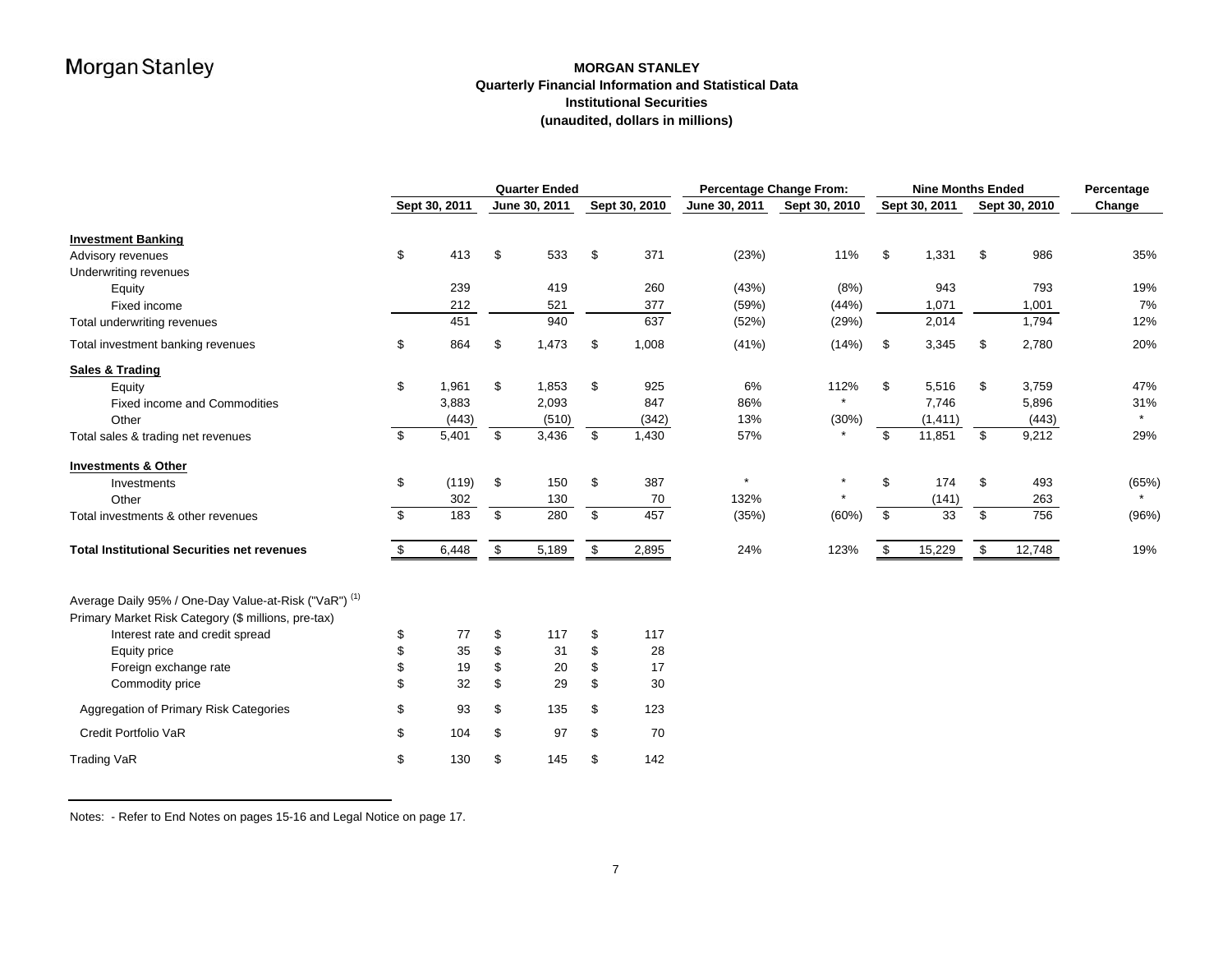# MORGAN STANLEY

## Quarterly Financial Information and Statistical Data

## Institutional Securities

## (unaudited, dollars in millions)

| | Quarter Ended | | | Percentage Change From: | | Nine Months Ended | | Percentage |
|---|---|---|---|---|---|---|---|---|
| | Sept 30, 2011 | June 30, 2011 | Sept 30, 2010 | June 30, 2011 | Sept 30, 2010 | Sept 30, 2011 | Sept 30, 2010 | Change |
| **Investment Banking** | | | | | | | | |
| Advisory revenues | $ 413 | $ 533 | $ 371 | (23%) | 11% | $ 1,331 | $ 986 | 35% |
| Underwriting revenues | | | | | | | | |
| Equity | 239 | 419 | 260 | (43%) | (8%) | 943 | 793 | 19% |
| Fixed income | 212 | 521 | 377 | (59%) | (44%) | 1,071 | 1,001 | 7% |
| Total underwriting revenues | 451 | 940 | 637 | (52%) | (29%) | 2,014 | 1,794 | 12% |
| Total investment banking revenues | $ 864 | $ 1,473 | $ 1,008 | (41%) | (14%) | $ 3,345 | $ 2,780 | 20% |
| **Sales & Trading** | | | | | | | | |
| Equity | $ 1,961 | $ 1,853 | $ 925 | 6% | 112% | $ 5,516 | $ 3,759 | 47% |
| Fixed income and Commodities | 3,883 | 2,093 | 847 | 86% | * | 7,746 | 5,896 | 31% |
| Other | (443) | (510) | (342) | 13% | (30%) | (1,411) | (443) | * |
| Total sales & trading net revenues | $ 5,401 | $ 3,436 | $ 1,430 | 57% | * | $ 11,851 | $ 9,212 | 29% |
| **Investments & Other** | | | | | | | | |
| Investments | $ (119) | $ 150 | $ 387 | * | * | $ 174 | $ 493 | (65%) |
| Other | 302 | 130 | 70 | 132% | * | (141) | 263 | * |
| Total investments & other revenues | $ 183 | $ 280 | $ 457 | (35%) | (60%) | $ 33 | $ 756 | (96%) |
| **Total Institutional Securities net revenues** | $ 6,448 | $ 5,189 | $ 2,895 | 24% | 123% | $ 15,229 | $ 12,748 | 19% |

| Average Daily 95% / One-Day Value-at-Risk ("VaR") [(1)] | Sept 30, 2011 | June 30, 2011 | Sept 30, 2010 |
|---|---|---|---|
| Primary Market Risk Category ($ millions, pre-tax) | | | |
| Interest rate and credit spread | $ 77 | $ 117 | $ 117 |
| Equity price | $ 35 | $ 31 | $ 28 |
| Foreign exchange rate | $ 19 | $ 20 | $ 17 |
| Commodity price | $ 32 | $ 29 | $ 30 |
| Aggregation of Primary Risk Categories | $ 93 | $ 135 | $ 123 |
| Credit Portfolio VaR | $ 104 | $ 97 | $ 70 |
| Trading VaR | $ 130 | $ 145 | $ 142 |

Notes: - Refer to End Notes on pages 15-16 and Legal Notice on page 17.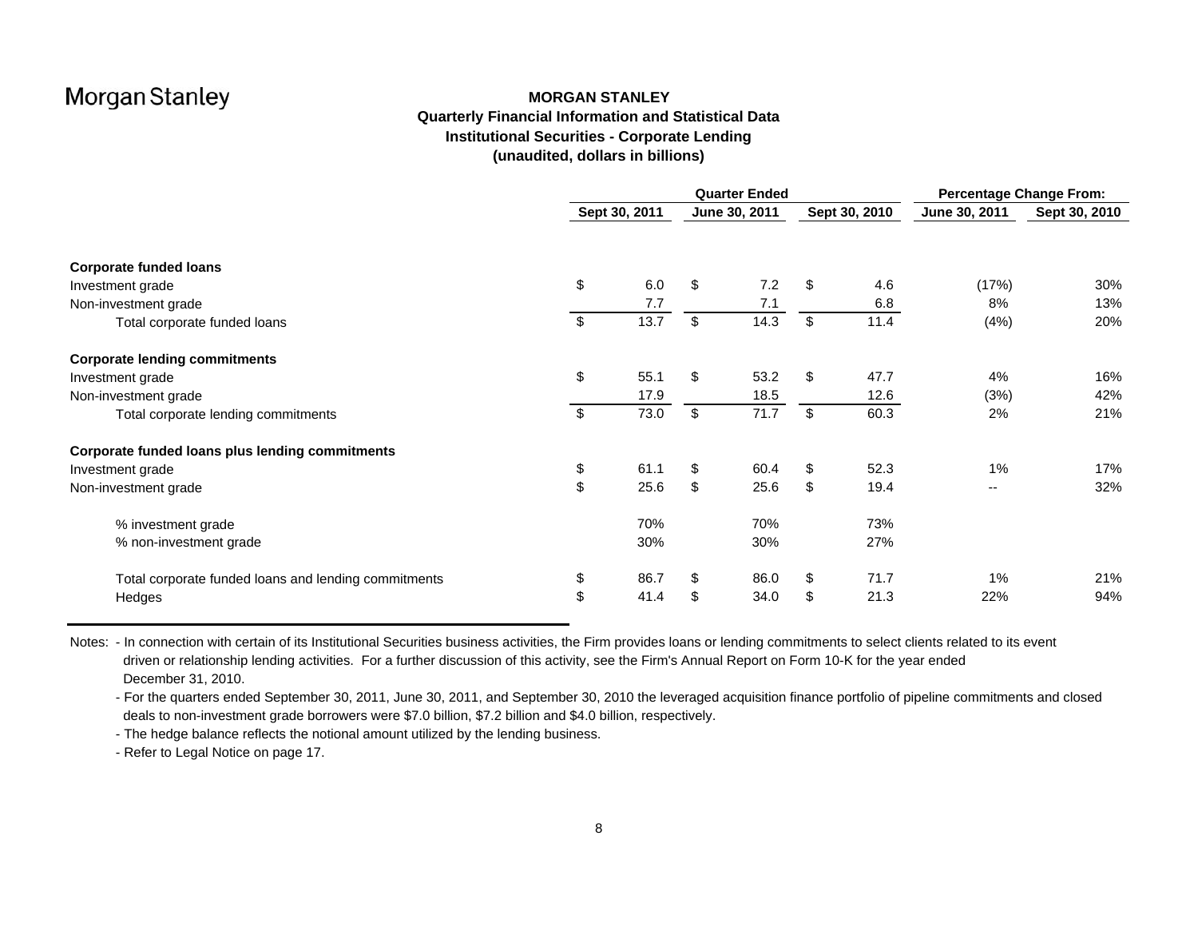# MORGAN STANLEY

## Quarterly Financial Information and Statistical Data

## Institutional Securities - Corporate Lending

### (unaudited, dollars in billions)

| | Quarter Ended | | | Percentage Change From: | |
|---|---|---|---|---|---|
| | Sept 30, 2011 | June 30, 2011 | Sept 30, 2010 | June 30, 2011 | Sept 30, 2010 |
| **Corporate funded loans** | | | | | |
| Investment grade | $ 6.0 | $ 7.2 | $ 4.6 | (17%) | 30% |
| Non-investment grade | 7.7 | 7.1 | 6.8 | 8% | 13% |
| Total corporate funded loans | $ 13.7 | $ 14.3 | $ 11.4 | (4%) | 20% |
| **Corporate lending commitments** | | | | | |
| Investment grade | $ 55.1 | $ 53.2 | $ 47.7 | 4% | 16% |
| Non-investment grade | 17.9 | 18.5 | 12.6 | (3%) | 42% |
| Total corporate lending commitments | $ 73.0 | $ 71.7 | $ 60.3 | 2% | 21% |
| **Corporate funded loans plus lending commitments** | | | | | |
| Investment grade | $ 61.1 | $ 60.4 | $ 52.3 | 1% | 17% |
| Non-investment grade | $ 25.6 | $ 25.6 | $ 19.4 | -- | 32% |
| % investment grade | 70% | 70% | 73% | | |
| % non-investment grade | 30% | 30% | 27% | | |
| Total corporate funded loans and lending commitments | $ 86.7 | $ 86.0 | $ 71.7 | 1% | 21% |
| Hedges | $ 41.4 | $ 34.0 | $ 21.3 | 22% | 94% |

Notes:
- In connection with certain of its Institutional Securities business activities, the Firm provides loans or lending commitments to select clients related to its event driven or relationship lending activities. For a further discussion of this activity, see the Firm's Annual Report on Form 10-K for the year ended December 31, 2010.
- For the quarters ended September 30, 2011, June 30, 2011, and September 30, 2010 the leveraged acquisition finance portfolio of pipeline commitments and closed deals to non-investment grade borrowers were $7.0 billion, $7.2 billion and $4.0 billion, respectively.
- The hedge balance reflects the notional amount utilized by the lending business.
- Refer to Legal Notice on page 17.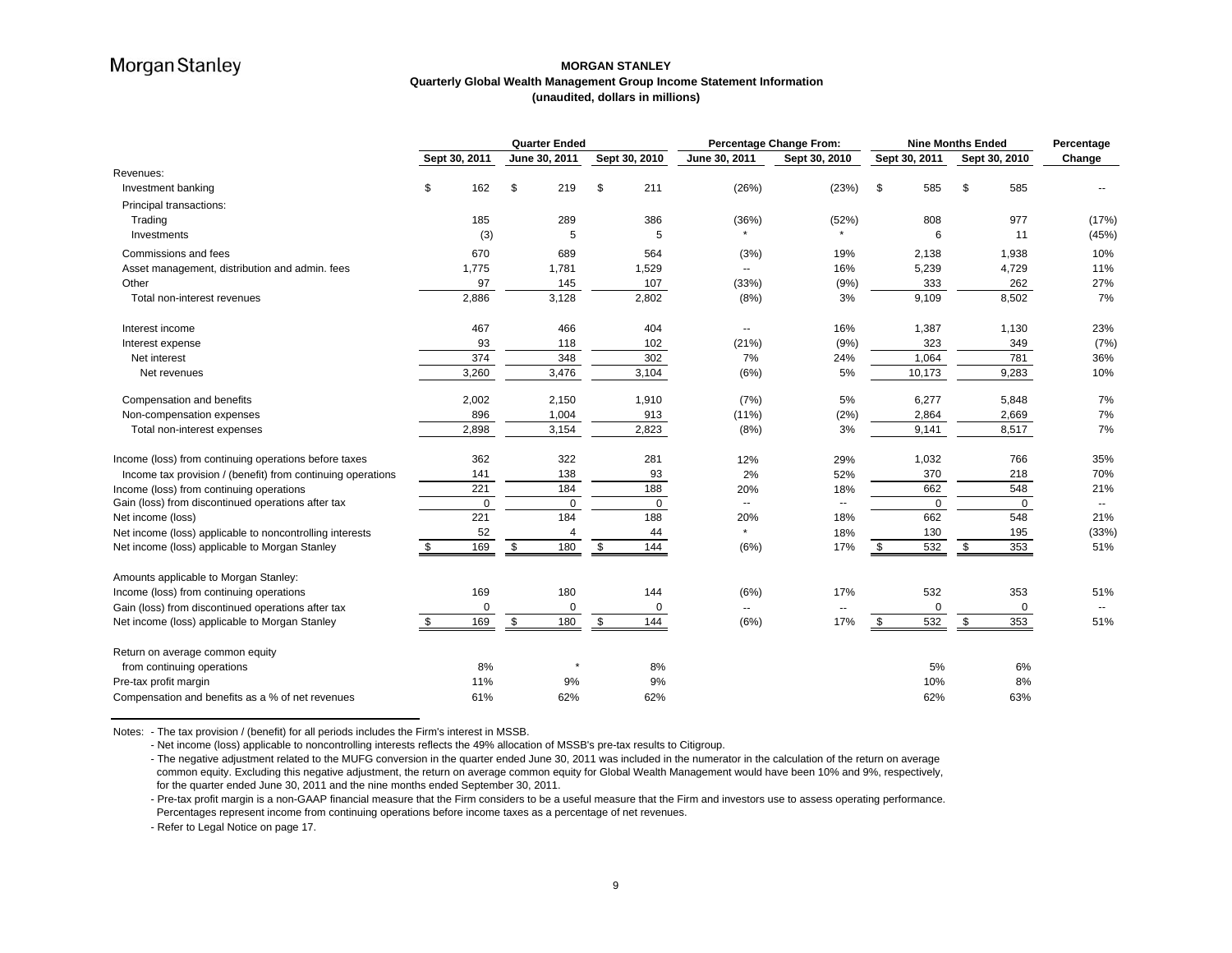# MORGAN STANLEY

## Quarterly Global Wealth Management Group Income Statement Information

**(unaudited, dollars in millions)**

| | Quarter Ended | | | Percentage Change From: | | Nine Months Ended | | Percentage |
|---|---|---|---|---|---|---|---|---|
| | Sept 30, 2011 | June 30, 2011 | Sept 30, 2010 | June 30, 2011 | Sept 30, 2010 | Sept 30, 2011 | Sept 30, 2010 | Change |
| Revenues: | | | | | | | | |
| Investment banking | $ 162 | $ 219 | $ 211 | (26%) | (23%) | $ 585 | $ 585 | -- |
| Principal transactions: | | | | | | | | |
| Trading | 185 | 289 | 386 | (36%) | (52%) | 808 | 977 | (17%) |
| Investments | (3) | 5 | 5 | * | * | 6 | 11 | (45%) |
| Commissions and fees | 670 | 689 | 564 | (3%) | 19% | 2,138 | 1,938 | 10% |
| Asset management, distribution and admin. fees | 1,775 | 1,781 | 1,529 | -- | 16% | 5,239 | 4,729 | 11% |
| Other | 97 | 145 | 107 | (33%) | (9%) | 333 | 262 | 27% |
| Total non-interest revenues | 2,886 | 3,128 | 2,802 | (8%) | 3% | 9,109 | 8,502 | 7% |
| Interest income | 467 | 466 | 404 | -- | 16% | 1,387 | 1,130 | 23% |
| Interest expense | 93 | 118 | 102 | (21%) | (9%) | 323 | 349 | (7%) |
| Net interest | 374 | 348 | 302 | 7% | 24% | 1,064 | 781 | 36% |
| Net revenues | 3,260 | 3,476 | 3,104 | (6%) | 5% | 10,173 | 9,283 | 10% |
| Compensation and benefits | 2,002 | 2,150 | 1,910 | (7%) | 5% | 6,277 | 5,848 | 7% |
| Non-compensation expenses | 896 | 1,004 | 913 | (11%) | (2%) | 2,864 | 2,669 | 7% |
| Total non-interest expenses | 2,898 | 3,154 | 2,823 | (8%) | 3% | 9,141 | 8,517 | 7% |
| Income (loss) from continuing operations before taxes | 362 | 322 | 281 | 12% | 29% | 1,032 | 766 | 35% |
| Income tax provision / (benefit) from continuing operations | 141 | 138 | 93 | 2% | 52% | 370 | 218 | 70% |
| Income (loss) from continuing operations | 221 | 184 | 188 | 20% | 18% | 662 | 548 | 21% |
| Gain (loss) from discontinued operations after tax | 0 | 0 | 0 | -- | -- | 0 | 0 | -- |
| Net income (loss) | 221 | 184 | 188 | 20% | 18% | 662 | 548 | 21% |
| Net income (loss) applicable to noncontrolling interests | 52 | 4 | 44 | * | 18% | 130 | 195 | (33%) |
| Net income (loss) applicable to Morgan Stanley | $ 169 | $ 180 | $ 144 | (6%) | 17% | $ 532 | $ 353 | 51% |
| Amounts applicable to Morgan Stanley: | | | | | | | | |
| Income (loss) from continuing operations | 169 | 180 | 144 | (6%) | 17% | 532 | 353 | 51% |
| Gain (loss) from discontinued operations after tax | 0 | 0 | 0 | -- | -- | 0 | 0 | -- |
| Net income (loss) applicable to Morgan Stanley | $ 169 | $ 180 | $ 144 | (6%) | 17% | $ 532 | $ 353 | 51% |
| Return on average common equity | | | | | | | | |
| from continuing operations | 8% | * | 8% | | | 5% | 6% | |
| Pre-tax profit margin | 11% | 9% | 9% | | | 10% | 8% | |
| Compensation and benefits as a % of net revenues | 61% | 62% | 62% | | | 62% | 63% | |

Notes:
- The tax provision / (benefit) for all periods includes the Firm's interest in MSSB.
- Net income (loss) applicable to noncontrolling interests reflects the 49% allocation of MSSB's pre-tax results to Citigroup.
- The negative adjustment related to the MUFG conversion in the quarter ended June 30, 2011 was included in the numerator in the calculation of the return on average common equity. Excluding this negative adjustment, the return on average common equity for Global Wealth Management would have been 10% and 9%, respectively, for the quarter ended June 30, 2011 and the nine months ended September 30, 2011.
- Pre-tax profit margin is a non-GAAP financial measure that the Firm considers to be a useful measure that the Firm and investors use to assess operating performance. Percentages represent income from continuing operations before income taxes as a percentage of net revenues.
- Refer to Legal Notice on page 17.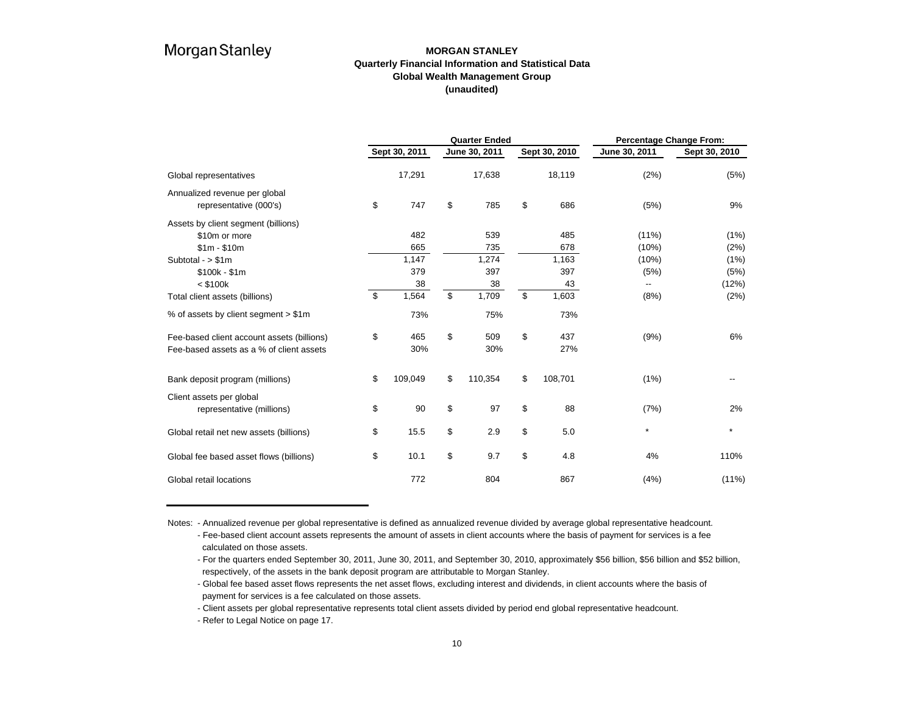# MORGAN STANLEY

## Quarterly Financial Information and Statistical Data

## Global Wealth Management Group

## (unaudited)

| | Quarter Ended | | | Percentage Change From: | |
|---|---|---|---|---|---|
| | Sept 30, 2011 | June 30, 2011 | Sept 30, 2010 | June 30, 2011 | Sept 30, 2010 |
| Global representatives | 17,291 | 17,638 | 18,119 | (2%) | (5%) |
| Annualized revenue per global representative (000's) | $ 747 | $ 785 | $ 686 | (5%) | 9% |
| Assets by client segment (billions) | | | | | |
| $10m or more | 482 | 539 | 485 | (11%) | (1%) |
| $1m - $10m | 665 | 735 | 678 | (10%) | (2%) |
| Subtotal - > $1m | 1,147 | 1,274 | 1,163 | (10%) | (1%) |
| $100k - $1m | 379 | 397 | 397 | (5%) | (5%) |
| < $100k | 38 | 38 | 43 | -- | (12%) |
| Total client assets (billions) | $ 1,564 | $ 1,709 | $ 1,603 | (8%) | (2%) |
| % of assets by client segment > $1m | 73% | 75% | 73% | | |
| Fee-based client account assets (billions) | $ 465 | $ 509 | $ 437 | (9%) | 6% |
| Fee-based assets as a % of client assets | 30% | 30% | 27% | | |
| Bank deposit program (millions) | $ 109,049 | $ 110,354 | $ 108,701 | (1%) | -- |
| Client assets per global representative (millions) | $ 90 | $ 97 | $ 88 | (7%) | 2% |
| Global retail net new assets (billions) | $ 15.5 | $ 2.9 | $ 5.0 | * | * |
| Global fee based asset flows (billions) | $ 10.1 | $ 9.7 | $ 4.8 | 4% | 110% |
| Global retail locations | 772 | 804 | 867 | (4%) | (11%) |

Notes:
- Annualized revenue per global representative is defined as annualized revenue divided by average global representative headcount.
- Fee-based client account assets represents the amount of assets in client accounts where the basis of payment for services is a fee calculated on those assets.
- For the quarters ended September 30, 2011, June 30, 2011, and September 30, 2010, approximately $56 billion, $56 billion and $52 billion, respectively, of the assets in the bank deposit program are attributable to Morgan Stanley.
- Global fee based asset flows represents the net asset flows, excluding interest and dividends, in client accounts where the basis of payment for services is a fee calculated on those assets.
- Client assets per global representative represents total client assets divided by period end global representative headcount.
- Refer to Legal Notice on page 17.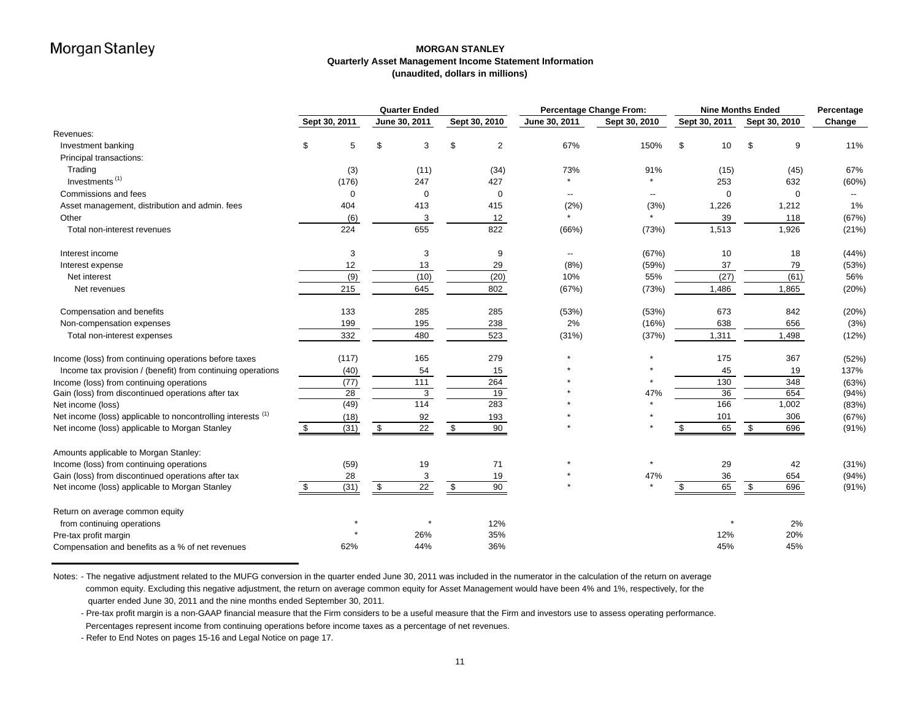# MORGAN STANLEY

**Quarterly Asset Management Income Statement Information**
**(unaudited, dollars in millions)**

| | Quarter Ended | | | Percentage Change From: | | Nine Months Ended | | Percentage |
|---|---|---|---|---|---|---|---|---|
| | Sept 30, 2011 | June 30, 2011 | Sept 30, 2010 | June 30, 2011 | Sept 30, 2010 | Sept 30, 2011 | Sept 30, 2010 | Change |
| Revenues: | | | | | | | | |
| Investment banking | $ 5 | $ 3 | $ 2 | 67% | 150% | $ 10 | $ 9 | 11% |
| Principal transactions: | | | | | | | | |
| Trading | (3) | (11) | (34) | 73% | 91% | (15) | (45) | 67% |
| Investments [1] | (176) | 247 | 427 | * | * | 253 | 632 | (60%) |
| Commissions and fees | 0 | 0 | 0 | -- | -- | 0 | 0 | -- |
| Asset management, distribution and admin. fees | 404 | 413 | 415 | (2%) | (3%) | 1,226 | 1,212 | 1% |
| Other | (6) | 3 | 12 | * | * | 39 | 118 | (67%) |
| Total non-interest revenues | 224 | 655 | 822 | (66%) | (73%) | 1,513 | 1,926 | (21%) |
| | | | | | | | | |
| Interest income | 3 | 3 | 9 | -- | (67%) | 10 | 18 | (44%) |
| Interest expense | 12 | 13 | 29 | (8%) | (59%) | 37 | 79 | (53%) |
| Net interest | (9) | (10) | (20) | 10% | 55% | (27) | (61) | 56% |
| Net revenues | 215 | 645 | 802 | (67%) | (73%) | 1,486 | 1,865 | (20%) |
| | | | | | | | | |
| Compensation and benefits | 133 | 285 | 285 | (53%) | (53%) | 673 | 842 | (20%) |
| Non-compensation expenses | 199 | 195 | 238 | 2% | (16%) | 638 | 656 | (3%) |
| Total non-interest expenses | 332 | 480 | 523 | (31%) | (37%) | 1,311 | 1,498 | (12%) |
| | | | | | | | | |
| Income (loss) from continuing operations before taxes | (117) | 165 | 279 | * | * | 175 | 367 | (52%) |
| Income tax provision / (benefit) from continuing operations | (40) | 54 | 15 | * | * | 45 | 19 | 137% |
| Income (loss) from continuing operations | (77) | 111 | 264 | * | * | 130 | 348 | (63%) |
| Gain (loss) from discontinued operations after tax | 28 | 3 | 19 | * | 47% | 36 | 654 | (94%) |
| Net income (loss) | (49) | 114 | 283 | * | * | 166 | 1,002 | (83%) |
| Net income (loss) applicable to noncontrolling interests [1] | (18) | 92 | 193 | * | * | 101 | 306 | (67%) |
| Net income (loss) applicable to Morgan Stanley | $ (31) | $ 22 | $ 90 | * | * | $ 65 | $ 696 | (91%) |
| | | | | | | | | |
| Amounts applicable to Morgan Stanley: | | | | | | | | |
| Income (loss) from continuing operations | (59) | 19 | 71 | * | * | 29 | 42 | (31%) |
| Gain (loss) from discontinued operations after tax | 28 | 3 | 19 | * | 47% | 36 | 654 | (94%) |
| Net income (loss) applicable to Morgan Stanley | $ (31) | $ 22 | $ 90 | * | * | $ 65 | $ 696 | (91%) |
| | | | | | | | | |
| Return on average common equity | | | | | | | | |
| from continuing operations | * | * | 12% | | | * | 2% | |
| Pre-tax profit margin | * | 26% | 35% | | | 12% | 20% | |
| Compensation and benefits as a % of net revenues | 62% | 44% | 36% | | | 45% | 45% | |

Notes: - The negative adjustment related to the MUFG conversion in the quarter ended June 30, 2011 was included in the numerator in the calculation of the return on average common equity. Excluding this negative adjustment, the return on average common equity for Asset Management would have been 4% and 1%, respectively, for the quarter ended June 30, 2011 and the nine months ended September 30, 2011.

- Pre-tax profit margin is a non-GAAP financial measure that the Firm considers to be a useful measure that the Firm and investors use to assess operating performance. Percentages represent income from continuing operations before income taxes as a percentage of net revenues.
- Refer to End Notes on pages 15-16 and Legal Notice on page 17.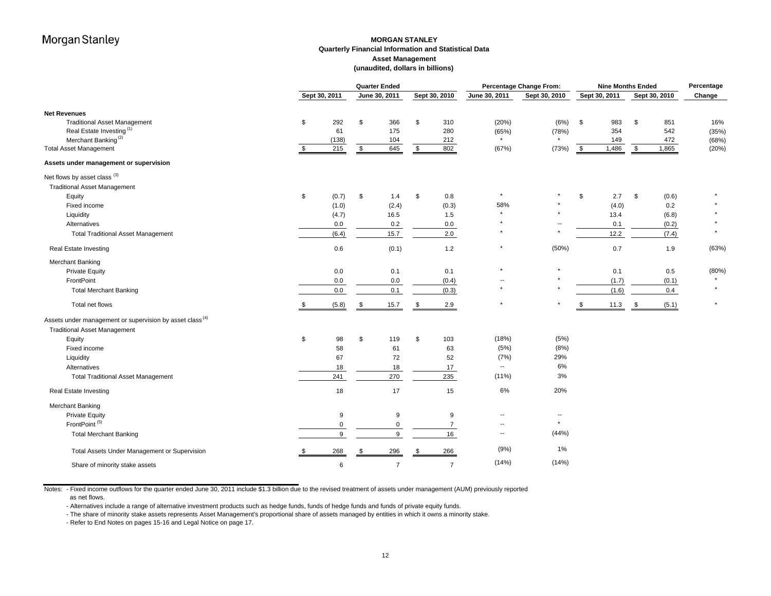# MORGAN STANLEY
## Quarterly Financial Information and Statistical Data
### Asset Management
**(unaudited, dollars in billions)**

| | Quarter Ended | | | Percentage Change From: | | Nine Months Ended | | Percentage |
|---|---|---|---|---|---|---|---|---|
| | Sept 30, 2011 | June 30, 2011 | Sept 30, 2010 | June 30, 2011 | Sept 30, 2010 | Sept 30, 2011 | Sept 30, 2010 | Change |
| **Net Revenues** | | | | | | | | |
| Traditional Asset Management | $ 292 | $ 366 | $ 310 | (20%) | (6%) | $ 983 | $ 851 | 16% |
| Real Estate Investing [1] | 61 | 175 | 280 | (65%) | (78%) | 354 | 542 | (35%) |
| Merchant Banking [2] | (138) | 104 | 212 | * | * | 149 | 472 | (68%) |
| Total Asset Management | $ 215 | $ 645 | $ 802 | (67%) | (73%) | $ 1,486 | $ 1,865 | (20%) |
| **Assets under management or supervision** | | | | | | | | |
| Net flows by asset class [3] | | | | | | | | |
| Traditional Asset Management | | | | | | | | |
| Equity | $ (0.7) | $ 1.4 | $ 0.8 | * | * | $ 2.7 | $ (0.6) | * |
| Fixed income | (1.0) | (2.4) | (0.3) | 58% | * | (4.0) | 0.2 | * |
| Liquidity | (4.7) | 16.5 | 1.5 | * | * | 13.4 | (6.8) | * |
| Alternatives | 0.0 | 0.2 | 0.0 | * | -- | 0.1 | (0.2) | * |
| Total Traditional Asset Management | (6.4) | 15.7 | 2.0 | * | * | 12.2 | (7.4) | * |
| Real Estate Investing | 0.6 | (0.1) | 1.2 | * | (50%) | 0.7 | 1.9 | (63%) |
| Merchant Banking | | | | | | | | |
| Private Equity | 0.0 | 0.1 | 0.1 | * | * | 0.1 | 0.5 | (80%) |
| FrontPoint | 0.0 | 0.0 | (0.4) | -- | * | (1.7) | (0.1) | * |
| Total Merchant Banking | 0.0 | 0.1 | (0.3) | * | * | (1.6) | 0.4 | * |
| Total net flows | $ (5.8) | $ 15.7 | $ 2.9 | * | * | $ 11.3 | $ (5.1) | * |
| Assets under management or supervision by asset class [4] | | | | | | | | |
| Traditional Asset Management | | | | | | | | |
| Equity | $ 98 | $ 119 | $ 103 | (18%) | (5%) | | | |
| Fixed income | 58 | 61 | 63 | (5%) | (8%) | | | |
| Liquidity | 67 | 72 | 52 | (7%) | 29% | | | |
| Alternatives | 18 | 18 | 17 | -- | 6% | | | |
| Total Traditional Asset Management | 241 | 270 | 235 | (11%) | 3% | | | |
| Real Estate Investing | 18 | 17 | 15 | 6% | 20% | | | |
| Merchant Banking | | | | | | | | |
| Private Equity | 9 | 9 | 9 | -- | -- | | | |
| FrontPoint [5] | 0 | 0 | 7 | -- | * | | | |
| Total Merchant Banking | 9 | 9 | 16 | -- | (44%) | | | |
| Total Assets Under Management or Supervision | $ 268 | $ 296 | $ 266 | (9%) | 1% | | | |
| Share of minority stake assets | 6 | 7 | 7 | (14%) | (14%) | | | |

Notes:
- Fixed income outflows for the quarter ended June 30, 2011 include $1.3 billion due to the revised treatment of assets under management (AUM) previously reported as net flows.
- Alternatives include a range of alternative investment products such as hedge funds, funds of hedge funds and funds of private equity funds.
- The share of minority stake assets represents Asset Management's proportional share of assets managed by entities in which it owns a minority stake.
- Refer to End Notes on pages 15-16 and Legal Notice on page 17.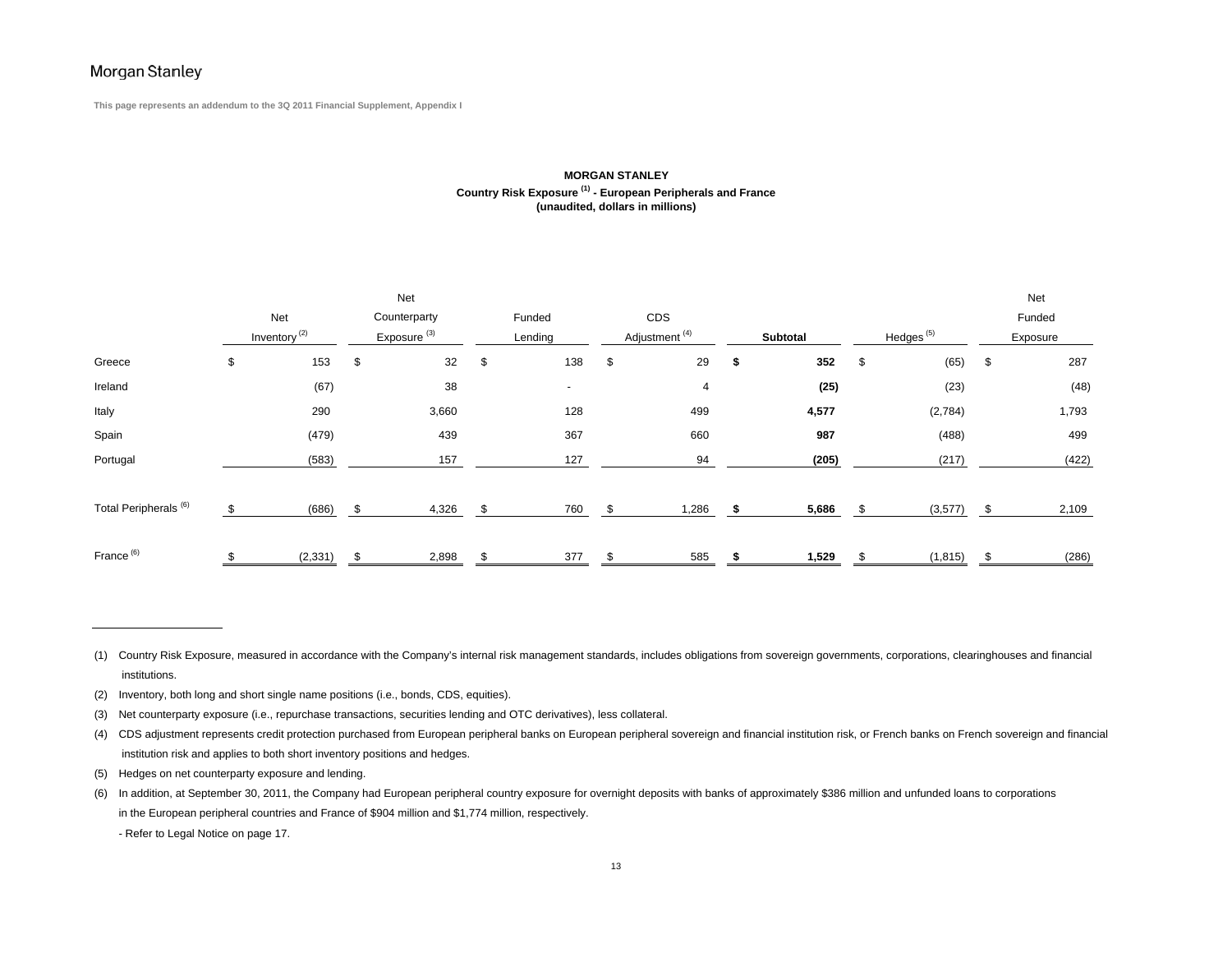Morgan Stanley

**This page represents an addendum to the 3Q 2011 Financial Supplement, Appendix I**

**MORGAN STANLEY**
**Country Risk Exposure [(1)] - European Peripherals and France**
**(unaudited, dollars in millions)**

| | Net Inventory [(2)] | Net Counterparty Exposure [(3)] | Funded Lending | CDS Adjustment [(4)] | **Subtotal** | Hedges [(5)] | Net Funded Exposure |
|---|---|---|---|---|---|---|---|
| Greece | $ 153 | $ 32 | $ 138 | $ 29 | **$ 352** | $ (65) | $ 287 |
| Ireland | (67) | 38 | - | 4 | **(25)** | (23) | (48) |
| Italy | 290 | 3,660 | 128 | 499 | **4,577** | (2,784) | 1,793 |
| Spain | (479) | 439 | 367 | 660 | **987** | (488) | 499 |
| Portugal | (583) | 157 | 127 | 94 | **(205)** | (217) | (422) |
| Total Peripherals [(6)] | $ (686) | $ 4,326 | $ 760 | $ 1,286 | **$ 5,686** | $ (3,577) | $ 2,109 |
| France [(6)] | $ (2,331) | $ 2,898 | $ 377 | $ 585 | **$ 1,529** | $ (1,815) | $ (286) |

(1) Country Risk Exposure, measured in accordance with the Company's internal risk management standards, includes obligations from sovereign governments, corporations, clearinghouses and financial institutions.

(2) Inventory, both long and short single name positions (i.e., bonds, CDS, equities).

(3) Net counterparty exposure (i.e., repurchase transactions, securities lending and OTC derivatives), less collateral.

(4) CDS adjustment represents credit protection purchased from European peripheral banks on European peripheral sovereign and financial institution risk, or French banks on French sovereign and financial institution risk and applies to both short inventory positions and hedges.

(5) Hedges on net counterparty exposure and lending.

(6) In addition, at September 30, 2011, the Company had European peripheral country exposure for overnight deposits with banks of approximately $386 million and unfunded loans to corporations in the European peripheral countries and France of $904 million and $1,774 million, respectively.

- Refer to Legal Notice on page 17.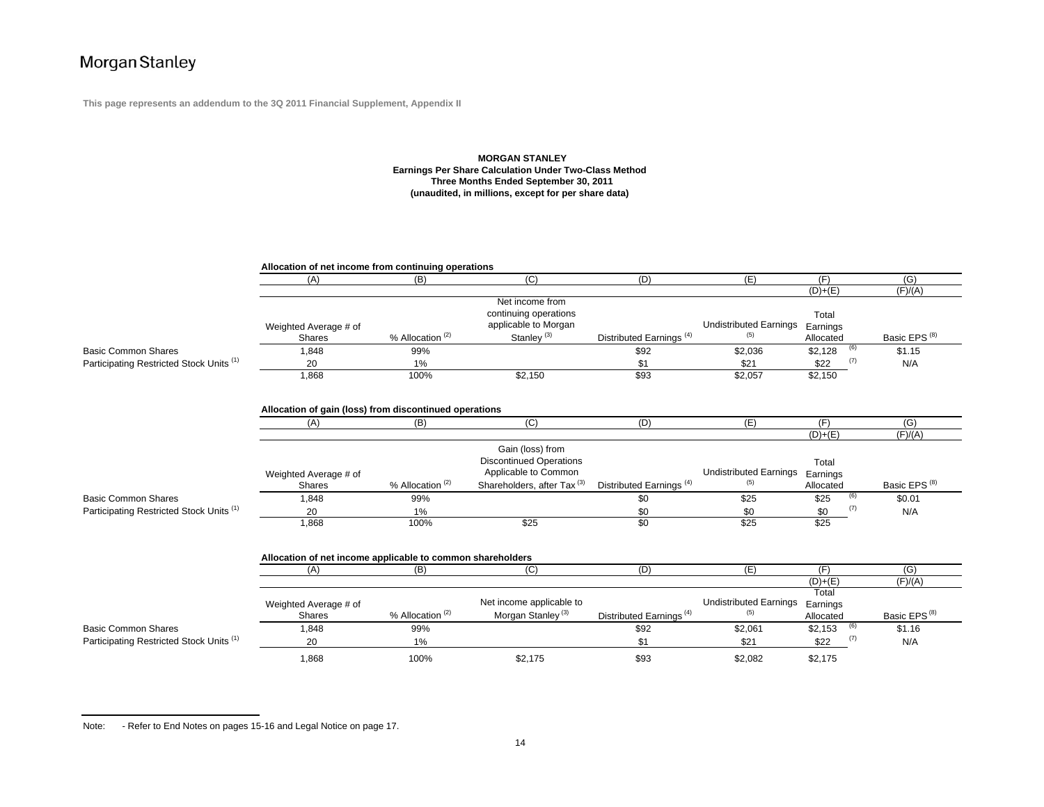Morgan Stanley

This page represents an addendum to the 3Q 2011 Financial Supplement, Appendix II

**MORGAN STANLEY**
**Earnings Per Share Calculation Under Two-Class Method**
**Three Months Ended September 30, 2011**
**(unaudited, in millions, except for per share data)**

**Allocation of net income from continuing operations**

| | (A) | (B) | (C) | (D) | (E) | (F) | (G) |
|---|---|---|---|---|---|---|---|
| | | | | | | (D)+(E) | (F)/(A) |
| | Weighted Average # of Shares | % Allocation [2] | Net income from continuing operations applicable to Morgan Stanley [3] | Distributed Earnings [4] | Undistributed Earnings [5] | Total Earnings Allocated | Basic EPS [8] |
| Basic Common Shares | 1,848 | 99% | | $92 | $2,036 | $2,128 [6] | $1.15 |
| Participating Restricted Stock Units [1] | 20 | 1% | | $1 | $21 | $22 [7] | N/A |
| | 1,868 | 100% | $2,150 | $93 | $2,057 | $2,150 | |

**Allocation of gain (loss) from discontinued operations**

| | (A) | (B) | (C) | (D) | (E) | (F) | (G) |
|---|---|---|---|---|---|---|---|
| | | | | | | (D)+(E) | (F)/(A) |
| | Weighted Average # of Shares | % Allocation [2] | Gain (loss) from Discontinued Operations Applicable to Common Shareholders, after Tax [3] | Distributed Earnings [4] | Undistributed Earnings [5] | Total Earnings Allocated | Basic EPS [8] |
| Basic Common Shares | 1,848 | 99% | | $0 | $25 | $25 [6] | $0.01 |
| Participating Restricted Stock Units [1] | 20 | 1% | | $0 | $0 | $0 [7] | N/A |
| | 1,868 | 100% | $25 | $0 | $25 | $25 | |

**Allocation of net income applicable to common shareholders**

| | (A) | (B) | (C) | (D) | (E) | (F) | (G) |
|---|---|---|---|---|---|---|---|
| | | | | | | (D)+(E) | (F)/(A) |
| | Weighted Average # of Shares | % Allocation [2] | Net income applicable to Morgan Stanley [3] | Distributed Earnings [4] | Undistributed Earnings [5] | Total Earnings Allocated | Basic EPS [8] |
| Basic Common Shares | 1,848 | 99% | | $92 | $2,061 | $2,153 [6] | $1.16 |
| Participating Restricted Stock Units [1] | 20 | 1% | | $1 | $21 | $22 [7] | N/A |
| | 1,868 | 100% | $2,175 | $93 | $2,082 | $2,175 | |

Note: - Refer to End Notes on pages 15-16 and Legal Notice on page 17.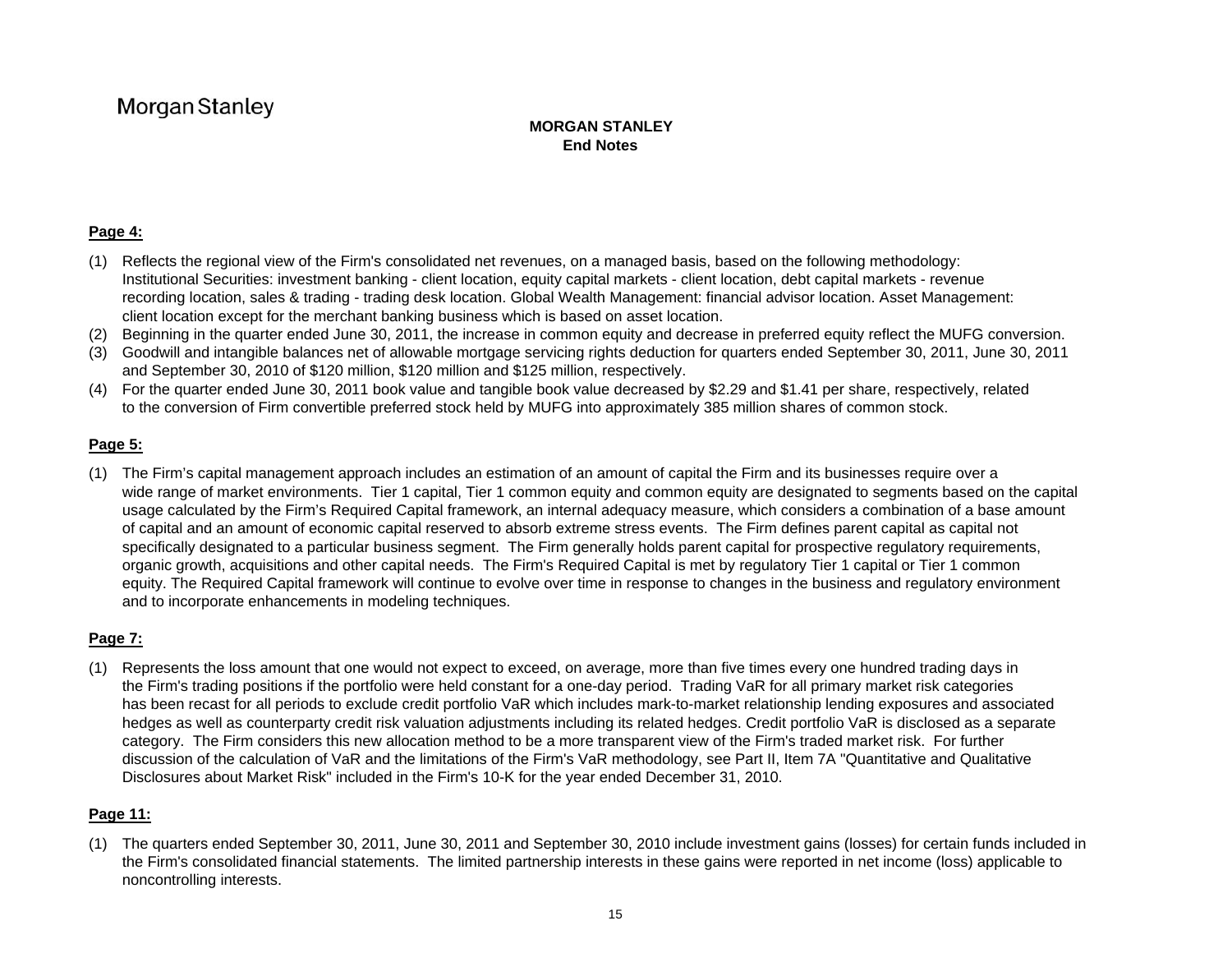Morgan Stanley

# MORGAN STANLEY
## End Notes

**Page 4:**

(1) Reflects the regional view of the Firm's consolidated net revenues, on a managed basis, based on the following methodology: Institutional Securities: investment banking - client location, equity capital markets - client location, debt capital markets - revenue recording location, sales & trading - trading desk location. Global Wealth Management: financial advisor location. Asset Management: client location except for the merchant banking business which is based on asset location.

(2) Beginning in the quarter ended June 30, 2011, the increase in common equity and decrease in preferred equity reflect the MUFG conversion.

(3) Goodwill and intangible balances net of allowable mortgage servicing rights deduction for quarters ended September 30, 2011, June 30, 2011 and September 30, 2010 of $120 million, $120 million and $125 million, respectively.

(4) For the quarter ended June 30, 2011 book value and tangible book value decreased by $2.29 and $1.41 per share, respectively, related to the conversion of Firm convertible preferred stock held by MUFG into approximately 385 million shares of common stock.

**Page 5:**

(1) The Firm's capital management approach includes an estimation of an amount of capital the Firm and its businesses require over a wide range of market environments. Tier 1 capital, Tier 1 common equity and common equity are designated to segments based on the capital usage calculated by the Firm's Required Capital framework, an internal adequacy measure, which considers a combination of a base amount of capital and an amount of economic capital reserved to absorb extreme stress events. The Firm defines parent capital as capital not specifically designated to a particular business segment. The Firm generally holds parent capital for prospective regulatory requirements, organic growth, acquisitions and other capital needs. The Firm's Required Capital is met by regulatory Tier 1 capital or Tier 1 common equity. The Required Capital framework will continue to evolve over time in response to changes in the business and regulatory environment and to incorporate enhancements in modeling techniques.

**Page 7:**

(1) Represents the loss amount that one would not expect to exceed, on average, more than five times every one hundred trading days in the Firm's trading positions if the portfolio were held constant for a one-day period. Trading VaR for all primary market risk categories has been recast for all periods to exclude credit portfolio VaR which includes mark-to-market relationship lending exposures and associated hedges as well as counterparty credit risk valuation adjustments including its related hedges. Credit portfolio VaR is disclosed as a separate category. The Firm considers this new allocation method to be a more transparent view of the Firm's traded market risk. For further discussion of the calculation of VaR and the limitations of the Firm's VaR methodology, see Part II, Item 7A "Quantitative and Qualitative Disclosures about Market Risk" included in the Firm's 10-K for the year ended December 31, 2010.

**Page 11:**

(1) The quarters ended September 30, 2011, June 30, 2011 and September 30, 2010 include investment gains (losses) for certain funds included in the Firm's consolidated financial statements. The limited partnership interests in these gains were reported in net income (loss) applicable to noncontrolling interests.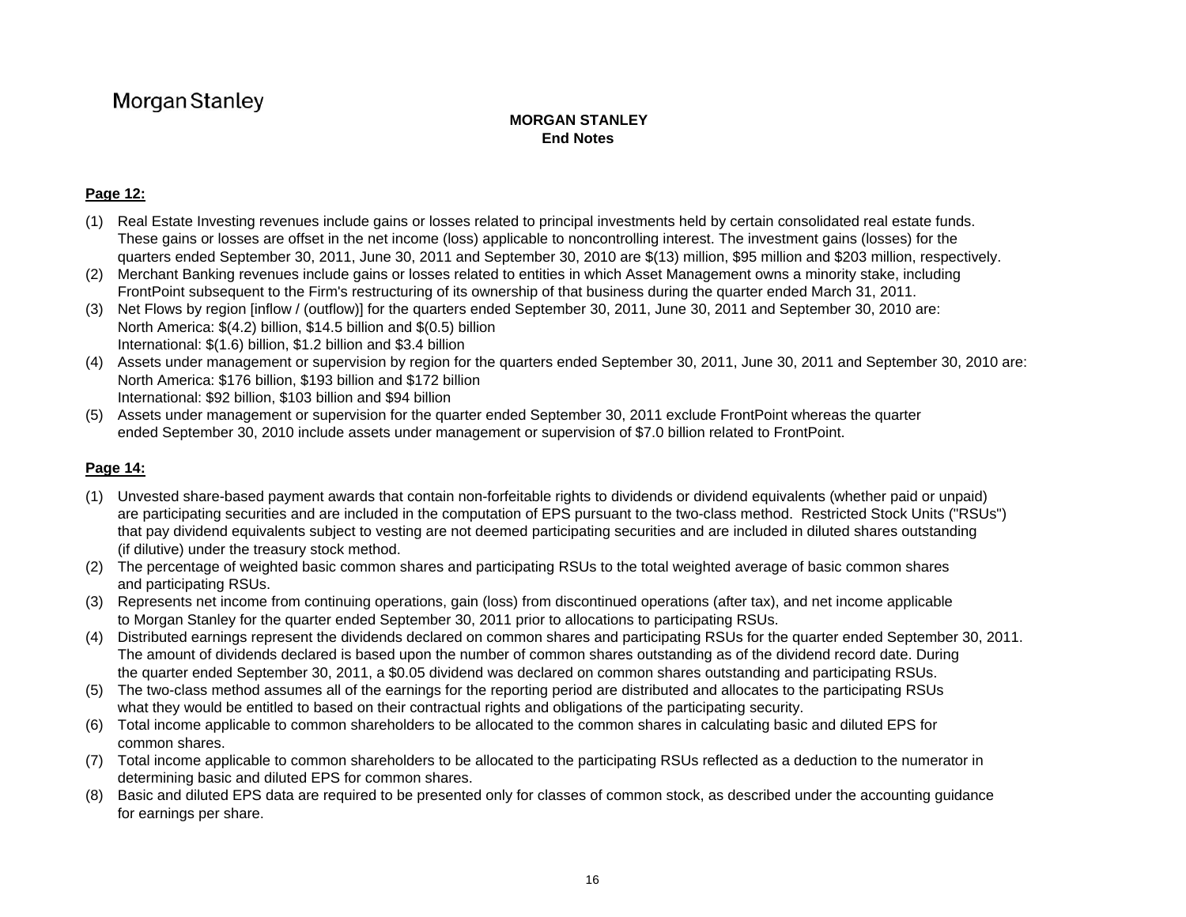Morgan Stanley

# MORGAN STANLEY
## End Notes

**Page 12:**

(1) Real Estate Investing revenues include gains or losses related to principal investments held by certain consolidated real estate funds. These gains or losses are offset in the net income (loss) applicable to noncontrolling interest. The investment gains (losses) for the quarters ended September 30, 2011, June 30, 2011 and September 30, 2010 are $(13) million, $95 million and $203 million, respectively.

(2) Merchant Banking revenues include gains or losses related to entities in which Asset Management owns a minority stake, including FrontPoint subsequent to the Firm's restructuring of its ownership of that business during the quarter ended March 31, 2011.

(3) Net Flows by region [inflow / (outflow)] for the quarters ended September 30, 2011, June 30, 2011 and September 30, 2010 are:
North America: $(4.2) billion, $14.5 billion and $(0.5) billion
International: $(1.6) billion, $1.2 billion and $3.4 billion

(4) Assets under management or supervision by region for the quarters ended September 30, 2011, June 30, 2011 and September 30, 2010 are:
North America: $176 billion, $193 billion and $172 billion
International: $92 billion, $103 billion and $94 billion

(5) Assets under management or supervision for the quarter ended September 30, 2011 exclude FrontPoint whereas the quarter ended September 30, 2010 include assets under management or supervision of $7.0 billion related to FrontPoint.

**Page 14:**

(1) Unvested share-based payment awards that contain non-forfeitable rights to dividends or dividend equivalents (whether paid or unpaid) are participating securities and are included in the computation of EPS pursuant to the two-class method. Restricted Stock Units ("RSUs") that pay dividend equivalents subject to vesting are not deemed participating securities and are included in diluted shares outstanding (if dilutive) under the treasury stock method.

(2) The percentage of weighted basic common shares and participating RSUs to the total weighted average of basic common shares and participating RSUs.

(3) Represents net income from continuing operations, gain (loss) from discontinued operations (after tax), and net income applicable to Morgan Stanley for the quarter ended September 30, 2011 prior to allocations to participating RSUs.

(4) Distributed earnings represent the dividends declared on common shares and participating RSUs for the quarter ended September 30, 2011. The amount of dividends declared is based upon the number of common shares outstanding as of the dividend record date. During the quarter ended September 30, 2011, a $0.05 dividend was declared on common shares outstanding and participating RSUs.

(5) The two-class method assumes all of the earnings for the reporting period are distributed and allocates to the participating RSUs what they would be entitled to based on their contractual rights and obligations of the participating security.

(6) Total income applicable to common shareholders to be allocated to the common shares in calculating basic and diluted EPS for common shares.

(7) Total income applicable to common shareholders to be allocated to the participating RSUs reflected as a deduction to the numerator in determining basic and diluted EPS for common shares.

(8) Basic and diluted EPS data are required to be presented only for classes of common stock, as described under the accounting guidance for earnings per share.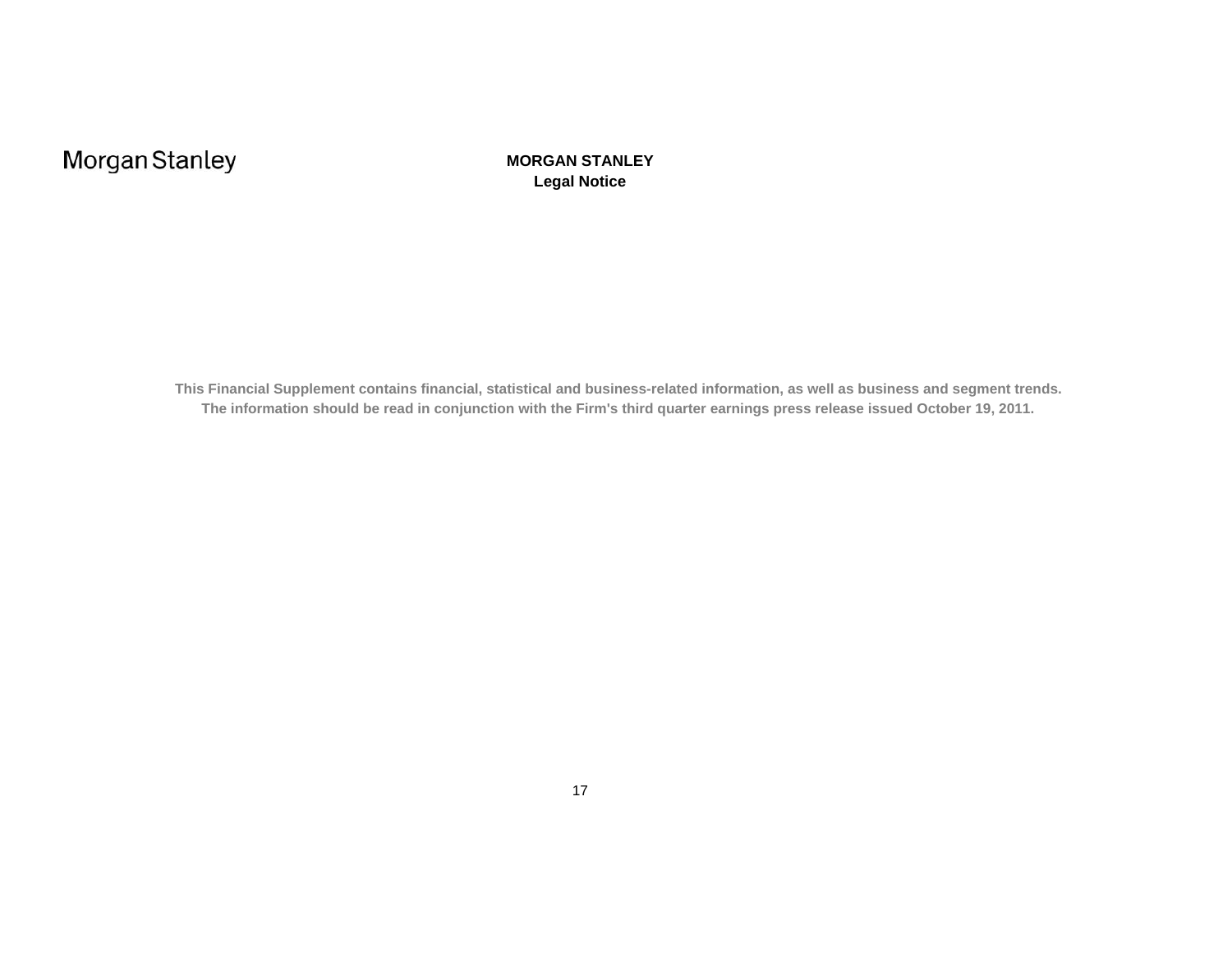Morgan Stanley

# MORGAN STANLEY
## Legal Notice

**This Financial Supplement contains financial, statistical and business-related information, as well as business and segment trends. The information should be read in conjunction with the Firm's third quarter earnings press release issued October 19, 2011.**